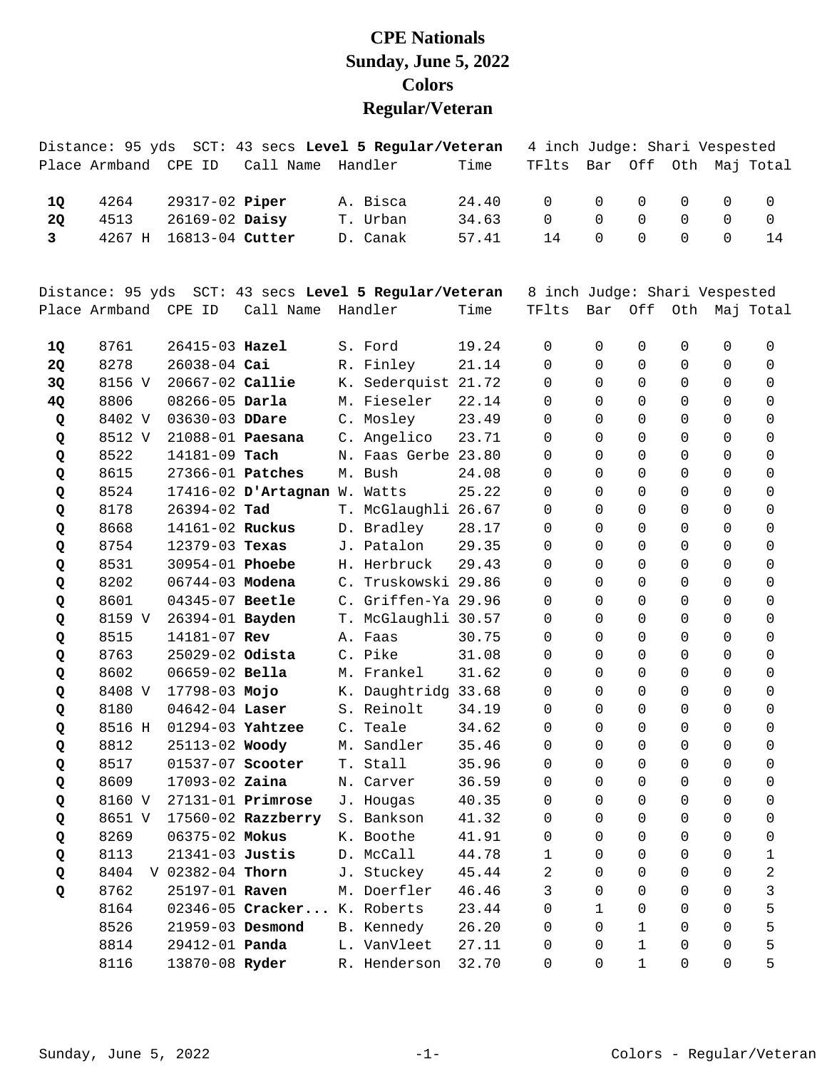# CPE Nationals
# Sunday, June 5, 2022
# Colors
# Regular/Veteran

Distance: 95 yds SCT: 43 secs **Level 5 Regular/Veteran** 4 inch Judge: Shari Vespested

| Place | Armband | CPE ID | Call Name | Handler | Time | TFlts | Bar | Off | Oth | Maj | Total |
|---|---|---|---|---|---|---|---|---|---|---|---|
| **1Q** | 4264 | 29317-02 | **Piper** | A. Bisca | 24.40 | 0 | 0 | 0 | 0 | 0 | 0 |
| **2Q** | 4513 | 26169-02 | **Daisy** | T. Urban | 34.63 | 0 | 0 | 0 | 0 | 0 | 0 |
| **3** | 4267 H | 16813-04 | **Cutter** | D. Canak | 57.41 | 14 | 0 | 0 | 0 | 0 | 14 |

Distance: 95 yds SCT: 43 secs **Level 5 Regular/Veteran** 8 inch Judge: Shari Vespested

| Place | Armband | CPE ID | Call Name | Handler | Time | TFlts | Bar | Off | Oth | Maj | Total |
|---|---|---|---|---|---|---|---|---|---|---|---|
| **1Q** | 8761 | 26415-03 | **Hazel** | S. Ford | 19.24 | 0 | 0 | 0 | 0 | 0 | 0 |
| **2Q** | 8278 | 26038-04 | **Cai** | R. Finley | 21.14 | 0 | 0 | 0 | 0 | 0 | 0 |
| **3Q** | 8156 V | 20667-02 | **Callie** | K. Sederquist | 21.72 | 0 | 0 | 0 | 0 | 0 | 0 |
| **4Q** | 8806 | 08266-05 | **Darla** | M. Fieseler | 22.14 | 0 | 0 | 0 | 0 | 0 | 0 |
| **Q** | 8402 V | 03630-03 | **DDare** | C. Mosley | 23.49 | 0 | 0 | 0 | 0 | 0 | 0 |
| **Q** | 8512 V | 21088-01 | **Paesana** | C. Angelico | 23.71 | 0 | 0 | 0 | 0 | 0 | 0 |
| **Q** | 8522 | 14181-09 | **Tach** | N. Faas Gerbe | 23.80 | 0 | 0 | 0 | 0 | 0 | 0 |
| **Q** | 8615 | 27366-01 | **Patches** | M. Bush | 24.08 | 0 | 0 | 0 | 0 | 0 | 0 |
| **Q** | 8524 | 17416-02 | **D'Artagnan** | W. Watts | 25.22 | 0 | 0 | 0 | 0 | 0 | 0 |
| **Q** | 8178 | 26394-02 | **Tad** | T. McGlaughli | 26.67 | 0 | 0 | 0 | 0 | 0 | 0 |
| **Q** | 8668 | 14161-02 | **Ruckus** | D. Bradley | 28.17 | 0 | 0 | 0 | 0 | 0 | 0 |
| **Q** | 8754 | 12379-03 | **Texas** | J. Patalon | 29.35 | 0 | 0 | 0 | 0 | 0 | 0 |
| **Q** | 8531 | 30954-01 | **Phoebe** | H. Herbruck | 29.43 | 0 | 0 | 0 | 0 | 0 | 0 |
| **Q** | 8202 | 06744-03 | **Modena** | C. Truskowski | 29.86 | 0 | 0 | 0 | 0 | 0 | 0 |
| **Q** | 8601 | 04345-07 | **Beetle** | C. Griffen-Ya | 29.96 | 0 | 0 | 0 | 0 | 0 | 0 |
| **Q** | 8159 V | 26394-01 | **Bayden** | T. McGlaughli | 30.57 | 0 | 0 | 0 | 0 | 0 | 0 |
| **Q** | 8515 | 14181-07 | **Rev** | A. Faas | 30.75 | 0 | 0 | 0 | 0 | 0 | 0 |
| **Q** | 8763 | 25029-02 | **Odista** | C. Pike | 31.08 | 0 | 0 | 0 | 0 | 0 | 0 |
| **Q** | 8602 | 06659-02 | **Bella** | M. Frankel | 31.62 | 0 | 0 | 0 | 0 | 0 | 0 |
| **Q** | 8408 V | 17798-03 | **Mojo** | K. Daughtridg | 33.68 | 0 | 0 | 0 | 0 | 0 | 0 |
| **Q** | 8180 | 04642-04 | **Laser** | S. Reinolt | 34.19 | 0 | 0 | 0 | 0 | 0 | 0 |
| **Q** | 8516 H | 01294-03 | **Yahtzee** | C. Teale | 34.62 | 0 | 0 | 0 | 0 | 0 | 0 |
| **Q** | 8812 | 25113-02 | **Woody** | M. Sandler | 35.46 | 0 | 0 | 0 | 0 | 0 | 0 |
| **Q** | 8517 | 01537-07 | **Scooter** | T. Stall | 35.96 | 0 | 0 | 0 | 0 | 0 | 0 |
| **Q** | 8609 | 17093-02 | **Zaina** | N. Carver | 36.59 | 0 | 0 | 0 | 0 | 0 | 0 |
| **Q** | 8160 V | 27131-01 | **Primrose** | J. Hougas | 40.35 | 0 | 0 | 0 | 0 | 0 | 0 |
| **Q** | 8651 V | 17560-02 | **Razzberry** | S. Bankson | 41.32 | 0 | 0 | 0 | 0 | 0 | 0 |
| **Q** | 8269 | 06375-02 | **Mokus** | K. Boothe | 41.91 | 0 | 0 | 0 | 0 | 0 | 0 |
| **Q** | 8113 | 21341-03 | **Justis** | D. McCall | 44.78 | 1 | 0 | 0 | 0 | 0 | 1 |
| **Q** | 8404 V | 02382-04 | **Thorn** | J. Stuckey | 45.44 | 2 | 0 | 0 | 0 | 0 | 2 |
| **Q** | 8762 | 25197-01 | **Raven** | M. Doerfler | 46.46 | 3 | 0 | 0 | 0 | 0 | 3 |
| | 8164 | 02346-05 | **Cracker...** | K. Roberts | 23.44 | 0 | 1 | 0 | 0 | 0 | 5 |
| | 8526 | 21959-03 | **Desmond** | B. Kennedy | 26.20 | 0 | 0 | 1 | 0 | 0 | 5 |
| | 8814 | 29412-01 | **Panda** | L. VanVleet | 27.11 | 0 | 0 | 1 | 0 | 0 | 5 |
| | 8116 | 13870-08 | **Ryder** | R. Henderson | 32.70 | 0 | 0 | 1 | 0 | 0 | 5 |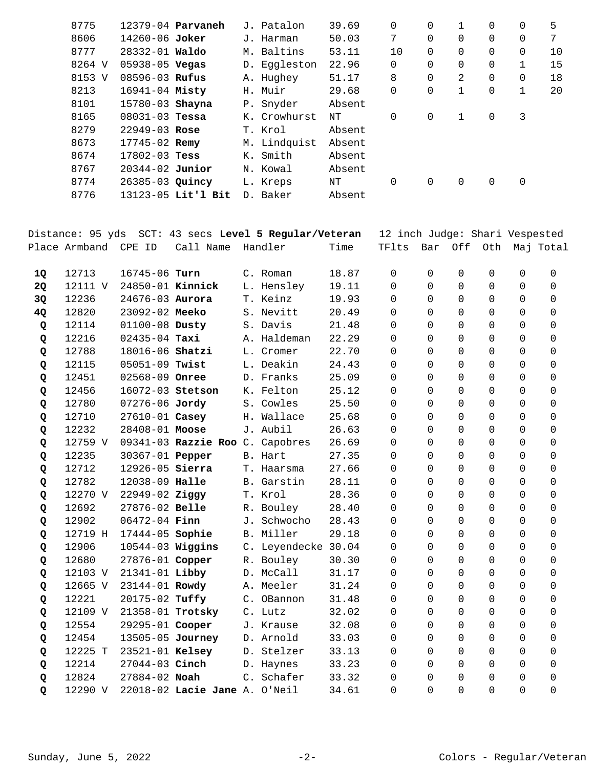| Place | Armband | CPE ID | Call Name | Handler | Time | TFlts | Bar | Off | Oth | Maj | Total |
|---|---|---|---|---|---|---|---|---|---|---|---|
| | 8775 | 12379-04 | **Parvaneh** | J. Patalon | 39.69 | 0 | 0 | 1 | 0 | 0 | 5 |
| | 8606 | 14260-06 | **Joker** | J. Harman | 50.03 | 7 | 0 | 0 | 0 | 0 | 7 |
| | 8777 | 28332-01 | **Waldo** | M. Baltins | 53.11 | 10 | 0 | 0 | 0 | 0 | 10 |
| | 8264 V | 05938-05 | **Vegas** | D. Eggleston | 22.96 | 0 | 0 | 0 | 0 | 1 | 15 |
| | 8153 V | 08596-03 | **Rufus** | A. Hughey | 51.17 | 8 | 0 | 2 | 0 | 0 | 18 |
| | 8213 | 16941-04 | **Misty** | H. Muir | 29.68 | 0 | 0 | 1 | 0 | 1 | 20 |
| | 8101 | 15780-03 | **Shayna** | P. Snyder | Absent | | | | | | |
| | 8165 | 08031-03 | **Tessa** | K. Crowhurst | NT | 0 | 0 | 1 | 0 | 3 | |
| | 8279 | 22949-03 | **Rose** | T. Krol | Absent | | | | | | |
| | 8673 | 17745-02 | **Remy** | M. Lindquist | Absent | | | | | | |
| | 8674 | 17802-03 | **Tess** | K. Smith | Absent | | | | | | |
| | 8767 | 20344-02 | **Junior** | N. Kowal | Absent | | | | | | |
| | 8774 | 26385-03 | **Quincy** | L. Kreps | NT | 0 | 0 | 0 | 0 | 0 | |
| | 8776 | 13123-05 | **Lit'l Bit** | D. Baker | Absent | | | | | | |

Distance: 95 yds SCT: 43 secs **Level 5 Regular/Veteran** 12 inch Judge: Shari Vespested

| Place | Armband | CPE ID | Call Name | Handler | Time | TFlts | Bar | Off | Oth | Maj | Total |
|---|---|---|---|---|---|---|---|---|---|---|---|
| **1Q** | 12713 | 16745-06 | **Turn** | C. Roman | 18.87 | 0 | 0 | 0 | 0 | 0 | 0 |
| **2Q** | 12111 V | 24850-01 | **Kinnick** | L. Hensley | 19.11 | 0 | 0 | 0 | 0 | 0 | 0 |
| **3Q** | 12236 | 24676-03 | **Aurora** | T. Keinz | 19.93 | 0 | 0 | 0 | 0 | 0 | 0 |
| **4Q** | 12820 | 23092-02 | **Meeko** | S. Nevitt | 20.49 | 0 | 0 | 0 | 0 | 0 | 0 |
| **Q** | 12114 | 01100-08 | **Dusty** | S. Davis | 21.48 | 0 | 0 | 0 | 0 | 0 | 0 |
| **Q** | 12216 | 02435-04 | **Taxi** | A. Haldeman | 22.29 | 0 | 0 | 0 | 0 | 0 | 0 |
| **Q** | 12788 | 18016-06 | **Shatzi** | L. Cromer | 22.70 | 0 | 0 | 0 | 0 | 0 | 0 |
| **Q** | 12115 | 05051-09 | **Twist** | L. Deakin | 24.43 | 0 | 0 | 0 | 0 | 0 | 0 |
| **Q** | 12451 | 02568-09 | **Onree** | D. Franks | 25.09 | 0 | 0 | 0 | 0 | 0 | 0 |
| **Q** | 12456 | 16072-03 | **Stetson** | K. Felton | 25.12 | 0 | 0 | 0 | 0 | 0 | 0 |
| **Q** | 12780 | 07276-06 | **Jordy** | S. Cowles | 25.50 | 0 | 0 | 0 | 0 | 0 | 0 |
| **Q** | 12710 | 27610-01 | **Casey** | H. Wallace | 25.68 | 0 | 0 | 0 | 0 | 0 | 0 |
| **Q** | 12232 | 28408-01 | **Moose** | J. Aubil | 26.63 | 0 | 0 | 0 | 0 | 0 | 0 |
| **Q** | 12759 V | 09341-03 | **Razzie Roo** | C. Capobres | 26.69 | 0 | 0 | 0 | 0 | 0 | 0 |
| **Q** | 12235 | 30367-01 | **Pepper** | B. Hart | 27.35 | 0 | 0 | 0 | 0 | 0 | 0 |
| **Q** | 12712 | 12926-05 | **Sierra** | T. Haarsma | 27.66 | 0 | 0 | 0 | 0 | 0 | 0 |
| **Q** | 12782 | 12038-09 | **Halle** | B. Garstin | 28.11 | 0 | 0 | 0 | 0 | 0 | 0 |
| **Q** | 12270 V | 22949-02 | **Ziggy** | T. Krol | 28.36 | 0 | 0 | 0 | 0 | 0 | 0 |
| **Q** | 12692 | 27876-02 | **Belle** | R. Bouley | 28.40 | 0 | 0 | 0 | 0 | 0 | 0 |
| **Q** | 12902 | 06472-04 | **Finn** | J. Schwocho | 28.43 | 0 | 0 | 0 | 0 | 0 | 0 |
| **Q** | 12719 H | 17444-05 | **Sophie** | B. Miller | 29.18 | 0 | 0 | 0 | 0 | 0 | 0 |
| **Q** | 12906 | 10544-03 | **Wiggins** | C. Leyendecke | 30.04 | 0 | 0 | 0 | 0 | 0 | 0 |
| **Q** | 12680 | 27876-01 | **Copper** | R. Bouley | 30.30 | 0 | 0 | 0 | 0 | 0 | 0 |
| **Q** | 12103 V | 21341-01 | **Libby** | D. McCall | 31.17 | 0 | 0 | 0 | 0 | 0 | 0 |
| **Q** | 12665 V | 23144-01 | **Rowdy** | A. Meeler | 31.24 | 0 | 0 | 0 | 0 | 0 | 0 |
| **Q** | 12221 | 20175-02 | **Tuffy** | C. OBannon | 31.48 | 0 | 0 | 0 | 0 | 0 | 0 |
| **Q** | 12109 V | 21358-01 | **Trotsky** | C. Lutz | 32.02 | 0 | 0 | 0 | 0 | 0 | 0 |
| **Q** | 12554 | 29295-01 | **Cooper** | J. Krause | 32.08 | 0 | 0 | 0 | 0 | 0 | 0 |
| **Q** | 12454 | 13505-05 | **Journey** | D. Arnold | 33.03 | 0 | 0 | 0 | 0 | 0 | 0 |
| **Q** | 12225 T | 23521-01 | **Kelsey** | D. Stelzer | 33.13 | 0 | 0 | 0 | 0 | 0 | 0 |
| **Q** | 12214 | 27044-03 | **Cinch** | D. Haynes | 33.23 | 0 | 0 | 0 | 0 | 0 | 0 |
| **Q** | 12824 | 27884-02 | **Noah** | C. Schafer | 33.32 | 0 | 0 | 0 | 0 | 0 | 0 |
| **Q** | 12290 V | 22018-02 | **Lacie Jane** | A. O'Neil | 34.61 | 0 | 0 | 0 | 0 | 0 | 0 |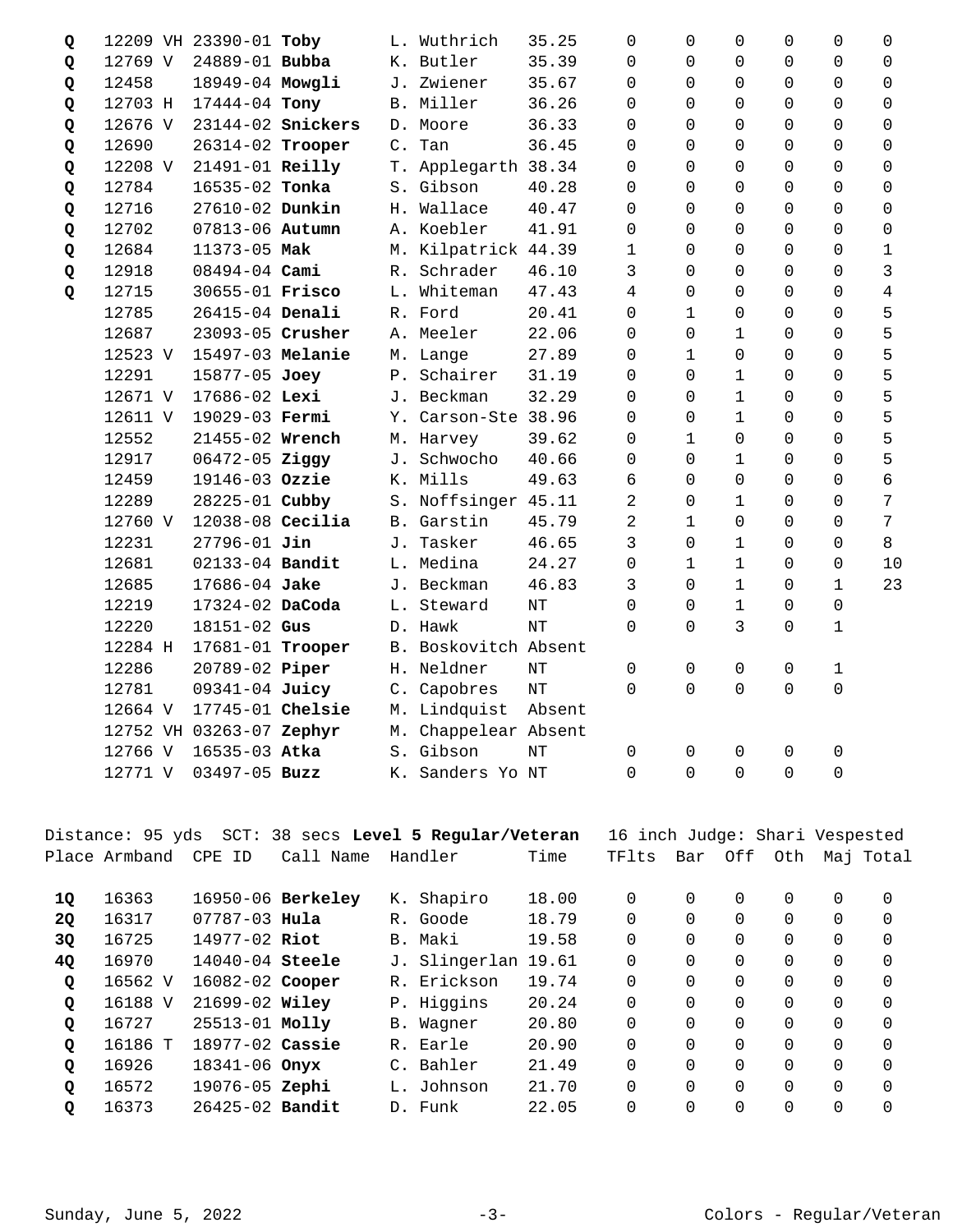| Place | Armband | CPE ID | Call Name | Handler | Time | TFlts | Bar | Off | Oth | Maj | Total |
|---|---|---|---|---|---|---|---|---|---|---|---|
| Q | 12209 VH | 23390-01 | **Toby** | L. Wuthrich | 35.25 | 0 | 0 | 0 | 0 | 0 | 0 |
| Q | 12769 V | 24889-01 | **Bubba** | K. Butler | 35.39 | 0 | 0 | 0 | 0 | 0 | 0 |
| Q | 12458 | 18949-04 | **Mowgli** | J. Zwiener | 35.67 | 0 | 0 | 0 | 0 | 0 | 0 |
| Q | 12703 H | 17444-04 | **Tony** | B. Miller | 36.26 | 0 | 0 | 0 | 0 | 0 | 0 |
| Q | 12676 V | 23144-02 | **Snickers** | D. Moore | 36.33 | 0 | 0 | 0 | 0 | 0 | 0 |
| Q | 12690 | 26314-02 | **Trooper** | C. Tan | 36.45 | 0 | 0 | 0 | 0 | 0 | 0 |
| Q | 12208 V | 21491-01 | **Reilly** | T. Applegarth | 38.34 | 0 | 0 | 0 | 0 | 0 | 0 |
| Q | 12784 | 16535-02 | **Tonka** | S. Gibson | 40.28 | 0 | 0 | 0 | 0 | 0 | 0 |
| Q | 12716 | 27610-02 | **Dunkin** | H. Wallace | 40.47 | 0 | 0 | 0 | 0 | 0 | 0 |
| Q | 12702 | 07813-06 | **Autumn** | A. Koebler | 41.91 | 0 | 0 | 0 | 0 | 0 | 0 |
| Q | 12684 | 11373-05 | **Mak** | M. Kilpatrick | 44.39 | 1 | 0 | 0 | 0 | 0 | 1 |
| Q | 12918 | 08494-04 | **Cami** | R. Schrader | 46.10 | 3 | 0 | 0 | 0 | 0 | 3 |
| Q | 12715 | 30655-01 | **Frisco** | L. Whiteman | 47.43 | 4 | 0 | 0 | 0 | 0 | 4 |
| | 12785 | 26415-04 | **Denali** | R. Ford | 20.41 | 0 | 1 | 0 | 0 | 0 | 5 |
| | 12687 | 23093-05 | **Crusher** | A. Meeler | 22.06 | 0 | 0 | 1 | 0 | 0 | 5 |
| | 12523 V | 15497-03 | **Melanie** | M. Lange | 27.89 | 0 | 1 | 0 | 0 | 0 | 5 |
| | 12291 | 15877-05 | **Joey** | P. Schairer | 31.19 | 0 | 0 | 1 | 0 | 0 | 5 |
| | 12671 V | 17686-02 | **Lexi** | J. Beckman | 32.29 | 0 | 0 | 1 | 0 | 0 | 5 |
| | 12611 V | 19029-03 | **Fermi** | Y. Carson-Ste | 38.96 | 0 | 0 | 1 | 0 | 0 | 5 |
| | 12552 | 21455-02 | **Wrench** | M. Harvey | 39.62 | 0 | 1 | 0 | 0 | 0 | 5 |
| | 12917 | 06472-05 | **Ziggy** | J. Schwocho | 40.66 | 0 | 0 | 1 | 0 | 0 | 5 |
| | 12459 | 19146-03 | **Ozzie** | K. Mills | 49.63 | 6 | 0 | 0 | 0 | 0 | 6 |
| | 12289 | 28225-01 | **Cubby** | S. Noffsinger | 45.11 | 2 | 0 | 1 | 0 | 0 | 7 |
| | 12760 V | 12038-08 | **Cecilia** | B. Garstin | 45.79 | 2 | 1 | 0 | 0 | 0 | 7 |
| | 12231 | 27796-01 | **Jin** | J. Tasker | 46.65 | 3 | 0 | 1 | 0 | 0 | 8 |
| | 12681 | 02133-04 | **Bandit** | L. Medina | 24.27 | 0 | 1 | 1 | 0 | 0 | 10 |
| | 12685 | 17686-04 | **Jake** | J. Beckman | 46.83 | 3 | 0 | 1 | 0 | 1 | 23 |
| | 12219 | 17324-02 | **DaCoda** | L. Steward | NT | 0 | 0 | 1 | 0 | 0 | |
| | 12220 | 18151-02 | **Gus** | D. Hawk | NT | 0 | 0 | 3 | 0 | 1 | |
| | 12284 H | 17681-01 | **Trooper** | B. Boskovitch | Absent | | | | | | |
| | 12286 | 20789-02 | **Piper** | H. Neldner | NT | 0 | 0 | 0 | 0 | 1 | |
| | 12781 | 09341-04 | **Juicy** | C. Capobres | NT | 0 | 0 | 0 | 0 | 0 | |
| | 12664 V | 17745-01 | **Chelsie** | M. Lindquist | Absent | | | | | | |
| | 12752 VH | 03263-07 | **Zephyr** | M. Chappelear | Absent | | | | | | |
| | 12766 V | 16535-03 | **Atka** | S. Gibson | NT | 0 | 0 | 0 | 0 | 0 | |
| | 12771 V | 03497-05 | **Buzz** | K. Sanders Yo | NT | 0 | 0 | 0 | 0 | 0 | |

Distance: 95 yds SCT: 38 secs **Level 5 Regular/Veteran** 16 inch Judge: Shari Vespested

| Place | Armband | CPE ID | Call Name | Handler | Time | TFlts | Bar | Off | Oth | Maj | Total |
|---|---|---|---|---|---|---|---|---|---|---|---|
| 1Q | 16363 | 16950-06 | **Berkeley** | K. Shapiro | 18.00 | 0 | 0 | 0 | 0 | 0 | 0 |
| 2Q | 16317 | 07787-03 | **Hula** | R. Goode | 18.79 | 0 | 0 | 0 | 0 | 0 | 0 |
| 3Q | 16725 | 14977-02 | **Riot** | B. Maki | 19.58 | 0 | 0 | 0 | 0 | 0 | 0 |
| 4Q | 16970 | 14040-04 | **Steele** | J. Slingerlan | 19.61 | 0 | 0 | 0 | 0 | 0 | 0 |
| Q | 16562 V | 16082-02 | **Cooper** | R. Erickson | 19.74 | 0 | 0 | 0 | 0 | 0 | 0 |
| Q | 16188 V | 21699-02 | **Wiley** | P. Higgins | 20.24 | 0 | 0 | 0 | 0 | 0 | 0 |
| Q | 16727 | 25513-01 | **Molly** | B. Wagner | 20.80 | 0 | 0 | 0 | 0 | 0 | 0 |
| Q | 16186 T | 18977-02 | **Cassie** | R. Earle | 20.90 | 0 | 0 | 0 | 0 | 0 | 0 |
| Q | 16926 | 18341-06 | **Onyx** | C. Bahler | 21.49 | 0 | 0 | 0 | 0 | 0 | 0 |
| Q | 16572 | 19076-05 | **Zephi** | L. Johnson | 21.70 | 0 | 0 | 0 | 0 | 0 | 0 |
| Q | 16373 | 26425-02 | **Bandit** | D. Funk | 22.05 | 0 | 0 | 0 | 0 | 0 | 0 |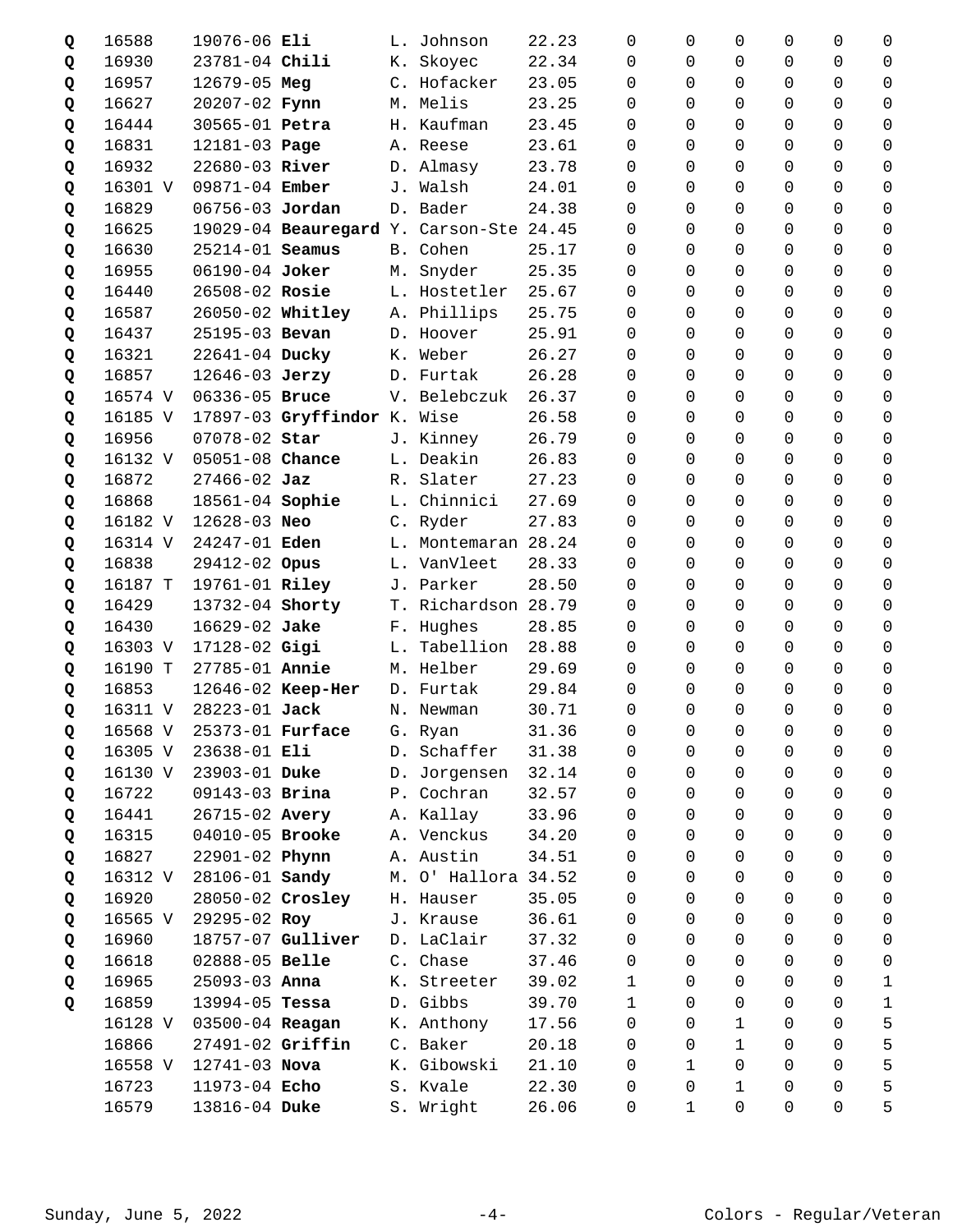| | | | | | | | | | | | |
|---|---|---|---|---|---|---|---|---|---|---|---|
| Q | 16588 | 19076-06 **Eli** | L. Johnson | 22.23 | 0 | 0 | 0 | 0 | 0 | 0 |
| Q | 16930 | 23781-04 **Chili** | K. Skoyec | 22.34 | 0 | 0 | 0 | 0 | 0 | 0 |
| Q | 16957 | 12679-05 **Meg** | C. Hofacker | 23.05 | 0 | 0 | 0 | 0 | 0 | 0 |
| Q | 16627 | 20207-02 **Fynn** | M. Melis | 23.25 | 0 | 0 | 0 | 0 | 0 | 0 |
| Q | 16444 | 30565-01 **Petra** | H. Kaufman | 23.45 | 0 | 0 | 0 | 0 | 0 | 0 |
| Q | 16831 | 12181-03 **Page** | A. Reese | 23.61 | 0 | 0 | 0 | 0 | 0 | 0 |
| Q | 16932 | 22680-03 **River** | D. Almasy | 23.78 | 0 | 0 | 0 | 0 | 0 | 0 |
| Q | 16301 V | 09871-04 **Ember** | J. Walsh | 24.01 | 0 | 0 | 0 | 0 | 0 | 0 |
| Q | 16829 | 06756-03 **Jordan** | D. Bader | 24.38 | 0 | 0 | 0 | 0 | 0 | 0 |
| Q | 16625 | 19029-04 **Beauregard** | Y. Carson-Ste | 24.45 | 0 | 0 | 0 | 0 | 0 | 0 |
| Q | 16630 | 25214-01 **Seamus** | B. Cohen | 25.17 | 0 | 0 | 0 | 0 | 0 | 0 |
| Q | 16955 | 06190-04 **Joker** | M. Snyder | 25.35 | 0 | 0 | 0 | 0 | 0 | 0 |
| Q | 16440 | 26508-02 **Rosie** | L. Hostetler | 25.67 | 0 | 0 | 0 | 0 | 0 | 0 |
| Q | 16587 | 26050-02 **Whitley** | A. Phillips | 25.75 | 0 | 0 | 0 | 0 | 0 | 0 |
| Q | 16437 | 25195-03 **Bevan** | D. Hoover | 25.91 | 0 | 0 | 0 | 0 | 0 | 0 |
| Q | 16321 | 22641-04 **Ducky** | K. Weber | 26.27 | 0 | 0 | 0 | 0 | 0 | 0 |
| Q | 16857 | 12646-03 **Jerzy** | D. Furtak | 26.28 | 0 | 0 | 0 | 0 | 0 | 0 |
| Q | 16574 V | 06336-05 **Bruce** | V. Belebczuk | 26.37 | 0 | 0 | 0 | 0 | 0 | 0 |
| Q | 16185 V | 17897-03 **Gryffindor** | K. Wise | 26.58 | 0 | 0 | 0 | 0 | 0 | 0 |
| Q | 16956 | 07078-02 **Star** | J. Kinney | 26.79 | 0 | 0 | 0 | 0 | 0 | 0 |
| Q | 16132 V | 05051-08 **Chance** | L. Deakin | 26.83 | 0 | 0 | 0 | 0 | 0 | 0 |
| Q | 16872 | 27466-02 **Jaz** | R. Slater | 27.23 | 0 | 0 | 0 | 0 | 0 | 0 |
| Q | 16868 | 18561-04 **Sophie** | L. Chinnici | 27.69 | 0 | 0 | 0 | 0 | 0 | 0 |
| Q | 16182 V | 12628-03 **Neo** | C. Ryder | 27.83 | 0 | 0 | 0 | 0 | 0 | 0 |
| Q | 16314 V | 24247-01 **Eden** | L. Montemaran | 28.24 | 0 | 0 | 0 | 0 | 0 | 0 |
| Q | 16838 | 29412-02 **Opus** | L. VanVleet | 28.33 | 0 | 0 | 0 | 0 | 0 | 0 |
| Q | 16187 T | 19761-01 **Riley** | J. Parker | 28.50 | 0 | 0 | 0 | 0 | 0 | 0 |
| Q | 16429 | 13732-04 **Shorty** | T. Richardson | 28.79 | 0 | 0 | 0 | 0 | 0 | 0 |
| Q | 16430 | 16629-02 **Jake** | F. Hughes | 28.85 | 0 | 0 | 0 | 0 | 0 | 0 |
| Q | 16303 V | 17128-02 **Gigi** | L. Tabellion | 28.88 | 0 | 0 | 0 | 0 | 0 | 0 |
| Q | 16190 T | 27785-01 **Annie** | M. Helber | 29.69 | 0 | 0 | 0 | 0 | 0 | 0 |
| Q | 16853 | 12646-02 **Keep-Her** | D. Furtak | 29.84 | 0 | 0 | 0 | 0 | 0 | 0 |
| Q | 16311 V | 28223-01 **Jack** | N. Newman | 30.71 | 0 | 0 | 0 | 0 | 0 | 0 |
| Q | 16568 V | 25373-01 **Furface** | G. Ryan | 31.36 | 0 | 0 | 0 | 0 | 0 | 0 |
| Q | 16305 V | 23638-01 **Eli** | D. Schaffer | 31.38 | 0 | 0 | 0 | 0 | 0 | 0 |
| Q | 16130 V | 23903-01 **Duke** | D. Jorgensen | 32.14 | 0 | 0 | 0 | 0 | 0 | 0 |
| Q | 16722 | 09143-03 **Brina** | P. Cochran | 32.57 | 0 | 0 | 0 | 0 | 0 | 0 |
| Q | 16441 | 26715-02 **Avery** | A. Kallay | 33.96 | 0 | 0 | 0 | 0 | 0 | 0 |
| Q | 16315 | 04010-05 **Brooke** | A. Venckus | 34.20 | 0 | 0 | 0 | 0 | 0 | 0 |
| Q | 16827 | 22901-02 **Phynn** | A. Austin | 34.51 | 0 | 0 | 0 | 0 | 0 | 0 |
| Q | 16312 V | 28106-01 **Sandy** | M. O' Hallora | 34.52 | 0 | 0 | 0 | 0 | 0 | 0 |
| Q | 16920 | 28050-02 **Crosley** | H. Hauser | 35.05 | 0 | 0 | 0 | 0 | 0 | 0 |
| Q | 16565 V | 29295-02 **Roy** | J. Krause | 36.61 | 0 | 0 | 0 | 0 | 0 | 0 |
| Q | 16960 | 18757-07 **Gulliver** | D. LaClair | 37.32 | 0 | 0 | 0 | 0 | 0 | 0 |
| Q | 16618 | 02888-05 **Belle** | C. Chase | 37.46 | 0 | 0 | 0 | 0 | 0 | 0 |
| Q | 16965 | 25093-03 **Anna** | K. Streeter | 39.02 | 1 | 0 | 0 | 0 | 0 | 1 |
| Q | 16859 | 13994-05 **Tessa** | D. Gibbs | 39.70 | 1 | 0 | 0 | 0 | 0 | 1 |
| | 16128 V | 03500-04 **Reagan** | K. Anthony | 17.56 | 0 | 0 | 1 | 0 | 0 | 5 |
| | 16866 | 27491-02 **Griffin** | C. Baker | 20.18 | 0 | 0 | 1 | 0 | 0 | 5 |
| | 16558 V | 12741-03 **Nova** | K. Gibowski | 21.10 | 0 | 1 | 0 | 0 | 0 | 5 |
| | 16723 | 11973-04 **Echo** | S. Kvale | 22.30 | 0 | 0 | 1 | 0 | 0 | 5 |
| | 16579 | 13816-04 **Duke** | S. Wright | 26.06 | 0 | 1 | 0 | 0 | 0 | 5 |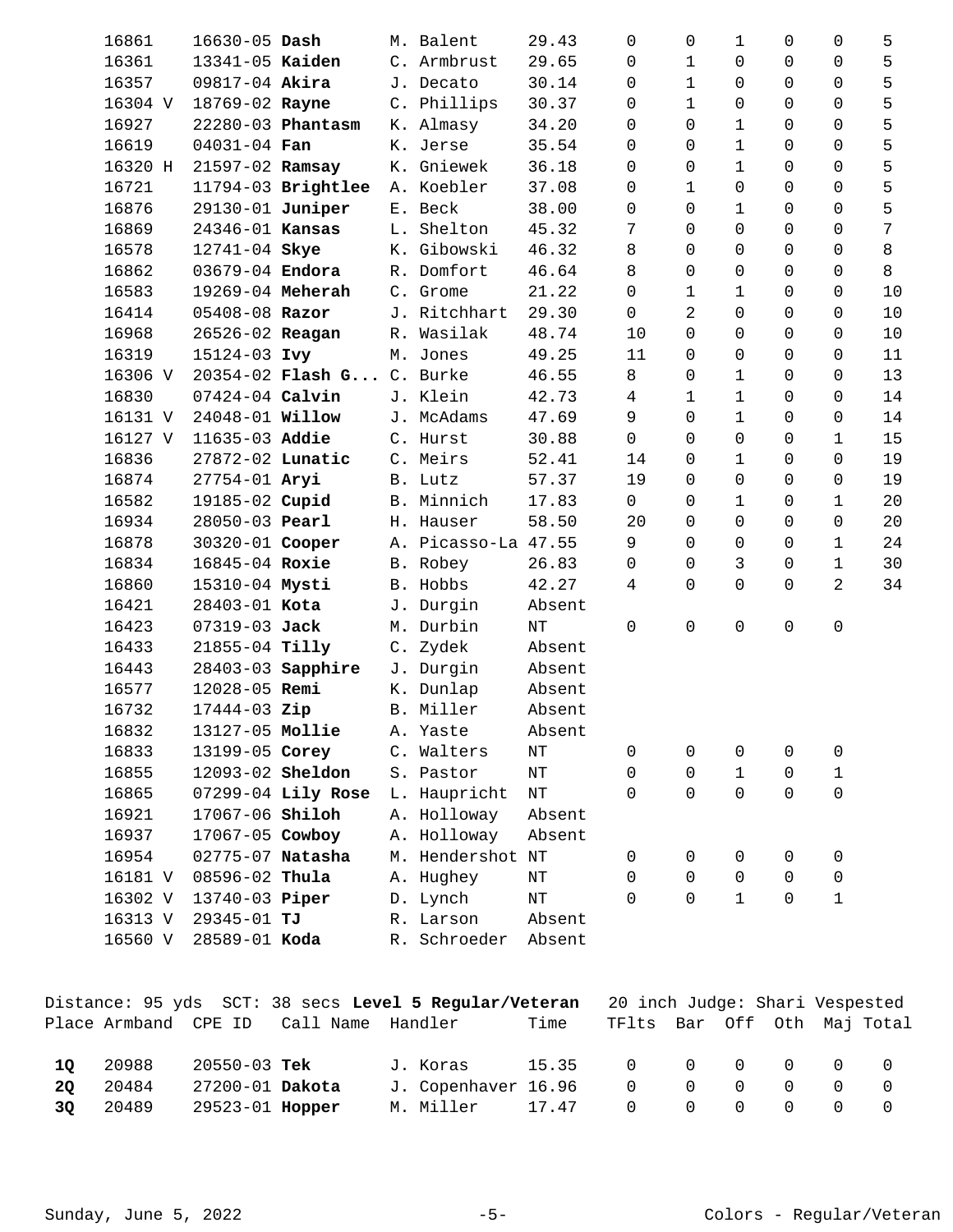| Place | Armband | CPE ID | Call Name | Handler | Time | TFlts | Bar | Off | Oth | Maj | Total |
|---|---|---|---|---|---|---|---|---|---|---|---|
| | 16861 | 16630-05 | **Dash** | M. Balent | 29.43 | 0 | 0 | 1 | 0 | 0 | 5 |
| | 16361 | 13341-05 | **Kaiden** | C. Armbrust | 29.65 | 0 | 1 | 0 | 0 | 0 | 5 |
| | 16357 | 09817-04 | **Akira** | J. Decato | 30.14 | 0 | 1 | 0 | 0 | 0 | 5 |
| | 16304 V | 18769-02 | **Rayne** | C. Phillips | 30.37 | 0 | 1 | 0 | 0 | 0 | 5 |
| | 16927 | 22280-03 | **Phantasm** | K. Almasy | 34.20 | 0 | 0 | 1 | 0 | 0 | 5 |
| | 16619 | 04031-04 | **Fan** | K. Jerse | 35.54 | 0 | 0 | 1 | 0 | 0 | 5 |
| | 16320 H | 21597-02 | **Ramsay** | K. Gniewek | 36.18 | 0 | 0 | 1 | 0 | 0 | 5 |
| | 16721 | 11794-03 | **Brightlee** | A. Koebler | 37.08 | 0 | 1 | 0 | 0 | 0 | 5 |
| | 16876 | 29130-01 | **Juniper** | E. Beck | 38.00 | 0 | 0 | 1 | 0 | 0 | 5 |
| | 16869 | 24346-01 | **Kansas** | L. Shelton | 45.32 | 7 | 0 | 0 | 0 | 0 | 7 |
| | 16578 | 12741-04 | **Skye** | K. Gibowski | 46.32 | 8 | 0 | 0 | 0 | 0 | 8 |
| | 16862 | 03679-04 | **Endora** | R. Domfort | 46.64 | 8 | 0 | 0 | 0 | 0 | 8 |
| | 16583 | 19269-04 | **Meherah** | C. Grome | 21.22 | 0 | 1 | 1 | 0 | 0 | 10 |
| | 16414 | 05408-08 | **Razor** | J. Ritchhart | 29.30 | 0 | 2 | 0 | 0 | 0 | 10 |
| | 16968 | 26526-02 | **Reagan** | R. Wasilak | 48.74 | 10 | 0 | 0 | 0 | 0 | 10 |
| | 16319 | 15124-03 | **Ivy** | M. Jones | 49.25 | 11 | 0 | 0 | 0 | 0 | 11 |
| | 16306 V | 20354-02 | **Flash G...** | C. Burke | 46.55 | 8 | 0 | 1 | 0 | 0 | 13 |
| | 16830 | 07424-04 | **Calvin** | J. Klein | 42.73 | 4 | 1 | 1 | 0 | 0 | 14 |
| | 16131 V | 24048-01 | **Willow** | J. McAdams | 47.69 | 9 | 0 | 1 | 0 | 0 | 14 |
| | 16127 V | 11635-03 | **Addie** | C. Hurst | 30.88 | 0 | 0 | 0 | 0 | 1 | 15 |
| | 16836 | 27872-02 | **Lunatic** | C. Meirs | 52.41 | 14 | 0 | 1 | 0 | 0 | 19 |
| | 16874 | 27754-01 | **Aryi** | B. Lutz | 57.37 | 19 | 0 | 0 | 0 | 0 | 19 |
| | 16582 | 19185-02 | **Cupid** | B. Minnich | 17.83 | 0 | 0 | 1 | 0 | 1 | 20 |
| | 16934 | 28050-03 | **Pearl** | H. Hauser | 58.50 | 20 | 0 | 0 | 0 | 0 | 20 |
| | 16878 | 30320-01 | **Cooper** | A. Picasso-La | 47.55 | 9 | 0 | 0 | 0 | 1 | 24 |
| | 16834 | 16845-04 | **Roxie** | B. Robey | 26.83 | 0 | 0 | 3 | 0 | 1 | 30 |
| | 16860 | 15310-04 | **Mysti** | B. Hobbs | 42.27 | 4 | 0 | 0 | 0 | 2 | 34 |
| | 16421 | 28403-01 | **Kota** | J. Durgin | Absent | | | | | | |
| | 16423 | 07319-03 | **Jack** | M. Durbin | NT | 0 | 0 | 0 | 0 | 0 | |
| | 16433 | 21855-04 | **Tilly** | C. Zydek | Absent | | | | | | |
| | 16443 | 28403-03 | **Sapphire** | J. Durgin | Absent | | | | | | |
| | 16577 | 12028-05 | **Remi** | K. Dunlap | Absent | | | | | | |
| | 16732 | 17444-03 | **Zip** | B. Miller | Absent | | | | | | |
| | 16832 | 13127-05 | **Mollie** | A. Yaste | Absent | | | | | | |
| | 16833 | 13199-05 | **Corey** | C. Walters | NT | 0 | 0 | 0 | 0 | 0 | |
| | 16855 | 12093-02 | **Sheldon** | S. Pastor | NT | 0 | 0 | 1 | 0 | 1 | |
| | 16865 | 07299-04 | **Lily Rose** | L. Haupricht | NT | 0 | 0 | 0 | 0 | 0 | |
| | 16921 | 17067-06 | **Shiloh** | A. Holloway | Absent | | | | | | |
| | 16937 | 17067-05 | **Cowboy** | A. Holloway | Absent | | | | | | |
| | 16954 | 02775-07 | **Natasha** | M. Hendershot | NT | 0 | 0 | 0 | 0 | 0 | |
| | 16181 V | 08596-02 | **Thula** | A. Hughey | NT | 0 | 0 | 0 | 0 | 0 | |
| | 16302 V | 13740-03 | **Piper** | D. Lynch | NT | 0 | 0 | 1 | 0 | 1 | |
| | 16313 V | 29345-01 | **TJ** | R. Larson | Absent | | | | | | |
| | 16560 V | 28589-01 | **Koda** | R. Schroeder | Absent | | | | | | |

Distance: 95 yds SCT: 38 secs **Level 5 Regular/Veteran** 20 inch Judge: Shari Vespested

| Place | Armband | CPE ID | Call Name | Handler | Time | TFlts | Bar | Off | Oth | Maj | Total |
|---|---|---|---|---|---|---|---|---|---|---|---|
| **1Q** | 20988 | 20550-03 | **Tek** | J. Koras | 15.35 | 0 | 0 | 0 | 0 | 0 | 0 |
| **2Q** | 20484 | 27200-01 | **Dakota** | J. Copenhaver | 16.96 | 0 | 0 | 0 | 0 | 0 | 0 |
| **3Q** | 20489 | 29523-01 | **Hopper** | M. Miller | 17.47 | 0 | 0 | 0 | 0 | 0 | 0 |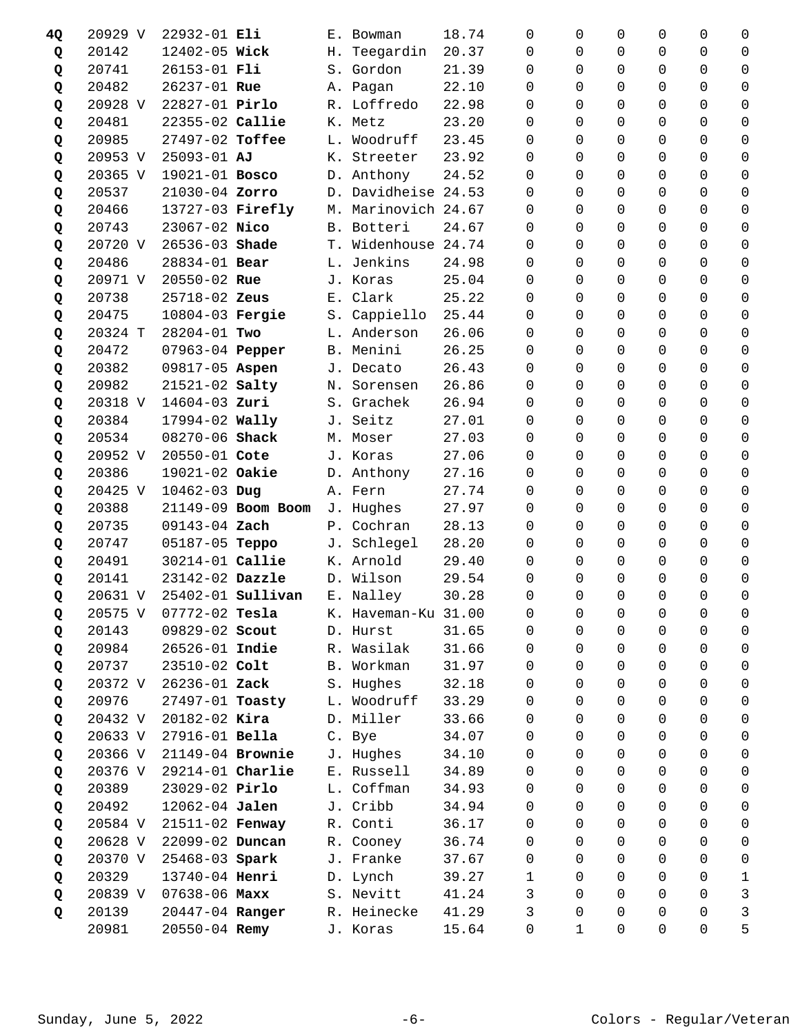| | | | | | | | | | | | |
|---|---|---|---|---|---|---|---|---|---|---|---|
| **4Q** | 20929 V | 22932-01 **Eli** | E. Bowman | 18.74 | 0 | 0 | 0 | 0 | 0 | 0 |
| **Q** | 20142 | 12402-05 **Wick** | H. Teegardin | 20.37 | 0 | 0 | 0 | 0 | 0 | 0 |
| **Q** | 20741 | 26153-01 **Fli** | S. Gordon | 21.39 | 0 | 0 | 0 | 0 | 0 | 0 |
| **Q** | 20482 | 26237-01 **Rue** | A. Pagan | 22.10 | 0 | 0 | 0 | 0 | 0 | 0 |
| **Q** | 20928 V | 22827-01 **Pirlo** | R. Loffredo | 22.98 | 0 | 0 | 0 | 0 | 0 | 0 |
| **Q** | 20481 | 22355-02 **Callie** | K. Metz | 23.20 | 0 | 0 | 0 | 0 | 0 | 0 |
| **Q** | 20985 | 27497-02 **Toffee** | L. Woodruff | 23.45 | 0 | 0 | 0 | 0 | 0 | 0 |
| **Q** | 20953 V | 25093-01 **AJ** | K. Streeter | 23.92 | 0 | 0 | 0 | 0 | 0 | 0 |
| **Q** | 20365 V | 19021-01 **Bosco** | D. Anthony | 24.52 | 0 | 0 | 0 | 0 | 0 | 0 |
| **Q** | 20537 | 21030-04 **Zorro** | D. Davidheise | 24.53 | 0 | 0 | 0 | 0 | 0 | 0 |
| **Q** | 20466 | 13727-03 **Firefly** | M. Marinovich | 24.67 | 0 | 0 | 0 | 0 | 0 | 0 |
| **Q** | 20743 | 23067-02 **Nico** | B. Botteri | 24.67 | 0 | 0 | 0 | 0 | 0 | 0 |
| **Q** | 20720 V | 26536-03 **Shade** | T. Widenhouse | 24.74 | 0 | 0 | 0 | 0 | 0 | 0 |
| **Q** | 20486 | 28834-01 **Bear** | L. Jenkins | 24.98 | 0 | 0 | 0 | 0 | 0 | 0 |
| **Q** | 20971 V | 20550-02 **Rue** | J. Koras | 25.04 | 0 | 0 | 0 | 0 | 0 | 0 |
| **Q** | 20738 | 25718-02 **Zeus** | E. Clark | 25.22 | 0 | 0 | 0 | 0 | 0 | 0 |
| **Q** | 20475 | 10804-03 **Fergie** | S. Cappiello | 25.44 | 0 | 0 | 0 | 0 | 0 | 0 |
| **Q** | 20324 T | 28204-01 **Two** | L. Anderson | 26.06 | 0 | 0 | 0 | 0 | 0 | 0 |
| **Q** | 20472 | 07963-04 **Pepper** | B. Menini | 26.25 | 0 | 0 | 0 | 0 | 0 | 0 |
| **Q** | 20382 | 09817-05 **Aspen** | J. Decato | 26.43 | 0 | 0 | 0 | 0 | 0 | 0 |
| **Q** | 20982 | 21521-02 **Salty** | N. Sorensen | 26.86 | 0 | 0 | 0 | 0 | 0 | 0 |
| **Q** | 20318 V | 14604-03 **Zuri** | S. Grachek | 26.94 | 0 | 0 | 0 | 0 | 0 | 0 |
| **Q** | 20384 | 17994-02 **Wally** | J. Seitz | 27.01 | 0 | 0 | 0 | 0 | 0 | 0 |
| **Q** | 20534 | 08270-06 **Shack** | M. Moser | 27.03 | 0 | 0 | 0 | 0 | 0 | 0 |
| **Q** | 20952 V | 20550-01 **Cote** | J. Koras | 27.06 | 0 | 0 | 0 | 0 | 0 | 0 |
| **Q** | 20386 | 19021-02 **Oakie** | D. Anthony | 27.16 | 0 | 0 | 0 | 0 | 0 | 0 |
| **Q** | 20425 V | 10462-03 **Dug** | A. Fern | 27.74 | 0 | 0 | 0 | 0 | 0 | 0 |
| **Q** | 20388 | 21149-09 **Boom Boom** | J. Hughes | 27.97 | 0 | 0 | 0 | 0 | 0 | 0 |
| **Q** | 20735 | 09143-04 **Zach** | P. Cochran | 28.13 | 0 | 0 | 0 | 0 | 0 | 0 |
| **Q** | 20747 | 05187-05 **Teppo** | J. Schlegel | 28.20 | 0 | 0 | 0 | 0 | 0 | 0 |
| **Q** | 20491 | 30214-01 **Callie** | K. Arnold | 29.40 | 0 | 0 | 0 | 0 | 0 | 0 |
| **Q** | 20141 | 23142-02 **Dazzle** | D. Wilson | 29.54 | 0 | 0 | 0 | 0 | 0 | 0 |
| **Q** | 20631 V | 25402-01 **Sullivan** | E. Nalley | 30.28 | 0 | 0 | 0 | 0 | 0 | 0 |
| **Q** | 20575 V | 07772-02 **Tesla** | K. Haveman-Ku | 31.00 | 0 | 0 | 0 | 0 | 0 | 0 |
| **Q** | 20143 | 09829-02 **Scout** | D. Hurst | 31.65 | 0 | 0 | 0 | 0 | 0 | 0 |
| **Q** | 20984 | 26526-01 **Indie** | R. Wasilak | 31.66 | 0 | 0 | 0 | 0 | 0 | 0 |
| **Q** | 20737 | 23510-02 **Colt** | B. Workman | 31.97 | 0 | 0 | 0 | 0 | 0 | 0 |
| **Q** | 20372 V | 26236-01 **Zack** | S. Hughes | 32.18 | 0 | 0 | 0 | 0 | 0 | 0 |
| **Q** | 20976 | 27497-01 **Toasty** | L. Woodruff | 33.29 | 0 | 0 | 0 | 0 | 0 | 0 |
| **Q** | 20432 V | 20182-02 **Kira** | D. Miller | 33.66 | 0 | 0 | 0 | 0 | 0 | 0 |
| **Q** | 20633 V | 27916-01 **Bella** | C. Bye | 34.07 | 0 | 0 | 0 | 0 | 0 | 0 |
| **Q** | 20366 V | 21149-04 **Brownie** | J. Hughes | 34.10 | 0 | 0 | 0 | 0 | 0 | 0 |
| **Q** | 20376 V | 29214-01 **Charlie** | E. Russell | 34.89 | 0 | 0 | 0 | 0 | 0 | 0 |
| **Q** | 20389 | 23029-02 **Pirlo** | L. Coffman | 34.93 | 0 | 0 | 0 | 0 | 0 | 0 |
| **Q** | 20492 | 12062-04 **Jalen** | J. Cribb | 34.94 | 0 | 0 | 0 | 0 | 0 | 0 |
| **Q** | 20584 V | 21511-02 **Fenway** | R. Conti | 36.17 | 0 | 0 | 0 | 0 | 0 | 0 |
| **Q** | 20628 V | 22099-02 **Duncan** | R. Cooney | 36.74 | 0 | 0 | 0 | 0 | 0 | 0 |
| **Q** | 20370 V | 25468-03 **Spark** | J. Franke | 37.67 | 0 | 0 | 0 | 0 | 0 | 0 |
| **Q** | 20329 | 13740-04 **Henri** | D. Lynch | 39.27 | 1 | 0 | 0 | 0 | 0 | 1 |
| **Q** | 20839 V | 07638-06 **Maxx** | S. Nevitt | 41.24 | 3 | 0 | 0 | 0 | 0 | 3 |
| **Q** | 20139 | 20447-04 **Ranger** | R. Heinecke | 41.29 | 3 | 0 | 0 | 0 | 0 | 3 |
| | 20981 | 20550-04 **Remy** | J. Koras | 15.64 | 0 | 1 | 0 | 0 | 0 | 5 |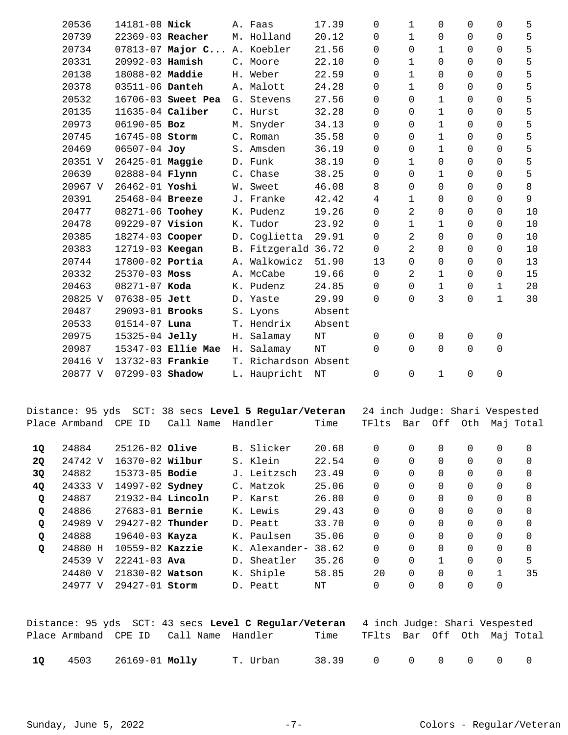| Place | Armband | CPE ID | Call Name | Handler | Time | TFlts | Bar | Off | Oth | Maj | Total |
|---|---|---|---|---|---|---|---|---|---|---|---|
| | 20536 | 14181-08 | **Nick** | A. Faas | 17.39 | 0 | 1 | 0 | 0 | 0 | 5 |
| | 20739 | 22369-03 | **Reacher** | M. Holland | 20.12 | 0 | 1 | 0 | 0 | 0 | 5 |
| | 20734 | 07813-07 | **Major C...** | A. Koebler | 21.56 | 0 | 0 | 1 | 0 | 0 | 5 |
| | 20331 | 20992-03 | **Hamish** | C. Moore | 22.10 | 0 | 1 | 0 | 0 | 0 | 5 |
| | 20138 | 18088-02 | **Maddie** | H. Weber | 22.59 | 0 | 1 | 0 | 0 | 0 | 5 |
| | 20378 | 03511-06 | **Danteh** | A. Malott | 24.28 | 0 | 1 | 0 | 0 | 0 | 5 |
| | 20532 | 16706-03 | **Sweet Pea** | G. Stevens | 27.56 | 0 | 0 | 1 | 0 | 0 | 5 |
| | 20135 | 11635-04 | **Caliber** | C. Hurst | 32.28 | 0 | 0 | 1 | 0 | 0 | 5 |
| | 20973 | 06190-05 | **Boz** | M. Snyder | 34.13 | 0 | 0 | 1 | 0 | 0 | 5 |
| | 20745 | 16745-08 | **Storm** | C. Roman | 35.58 | 0 | 0 | 1 | 0 | 0 | 5 |
| | 20469 | 06507-04 | **Joy** | S. Amsden | 36.19 | 0 | 0 | 1 | 0 | 0 | 5 |
| | 20351 V | 26425-01 | **Maggie** | D. Funk | 38.19 | 0 | 1 | 0 | 0 | 0 | 5 |
| | 20639 | 02888-04 | **Flynn** | C. Chase | 38.25 | 0 | 0 | 1 | 0 | 0 | 5 |
| | 20967 V | 26462-01 | **Yoshi** | W. Sweet | 46.08 | 8 | 0 | 0 | 0 | 0 | 8 |
| | 20391 | 25468-04 | **Breeze** | J. Franke | 42.42 | 4 | 1 | 0 | 0 | 0 | 9 |
| | 20477 | 08271-06 | **Toohey** | K. Pudenz | 19.26 | 0 | 2 | 0 | 0 | 0 | 10 |
| | 20478 | 09229-07 | **Vision** | K. Tudor | 23.92 | 0 | 1 | 1 | 0 | 0 | 10 |
| | 20385 | 18274-03 | **Cooper** | D. Coglietta | 29.91 | 0 | 2 | 0 | 0 | 0 | 10 |
| | 20383 | 12719-03 | **Keegan** | B. Fitzgerald | 36.72 | 0 | 2 | 0 | 0 | 0 | 10 |
| | 20744 | 17800-02 | **Portia** | A. Walkowicz | 51.90 | 13 | 0 | 0 | 0 | 0 | 13 |
| | 20332 | 25370-03 | **Moss** | A. McCabe | 19.66 | 0 | 2 | 1 | 0 | 0 | 15 |
| | 20463 | 08271-07 | **Koda** | K. Pudenz | 24.85 | 0 | 0 | 1 | 0 | 1 | 20 |
| | 20825 V | 07638-05 | **Jett** | D. Yaste | 29.99 | 0 | 0 | 3 | 0 | 1 | 30 |
| | 20487 | 29093-01 | **Brooks** | S. Lyons | Absent | | | | | | |
| | 20533 | 01514-07 | **Luna** | T. Hendrix | Absent | | | | | | |
| | 20975 | 15325-04 | **Jelly** | H. Salamay | NT | 0 | 0 | 0 | 0 | 0 | |
| | 20987 | 15347-03 | **Ellie Mae** | H. Salamay | NT | 0 | 0 | 0 | 0 | 0 | |
| | 20416 V | 13732-03 | **Frankie** | T. Richardson | Absent | | | | | | |
| | 20877 V | 07299-03 | **Shadow** | L. Haupricht | NT | 0 | 0 | 1 | 0 | 0 | |

Distance: 95 yds SCT: 38 secs **Level 5 Regular/Veteran** 24 inch Judge: Shari Vespested

| Place | Armband | CPE ID | Call Name | Handler | Time | TFlts | Bar | Off | Oth | Maj | Total |
|---|---|---|---|---|---|---|---|---|---|---|---|
| **1Q** | 24884 | 25126-02 | **Olive** | B. Slicker | 20.68 | 0 | 0 | 0 | 0 | 0 | 0 |
| **2Q** | 24742 V | 16370-02 | **Wilbur** | S. Klein | 22.54 | 0 | 0 | 0 | 0 | 0 | 0 |
| **3Q** | 24882 | 15373-05 | **Bodie** | J. Leitzsch | 23.49 | 0 | 0 | 0 | 0 | 0 | 0 |
| **4Q** | 24333 V | 14997-02 | **Sydney** | C. Matzok | 25.06 | 0 | 0 | 0 | 0 | 0 | 0 |
| **Q** | 24887 | 21932-04 | **Lincoln** | P. Karst | 26.80 | 0 | 0 | 0 | 0 | 0 | 0 |
| **Q** | 24886 | 27683-01 | **Bernie** | K. Lewis | 29.43 | 0 | 0 | 0 | 0 | 0 | 0 |
| **Q** | 24989 V | 29427-02 | **Thunder** | D. Peatt | 33.70 | 0 | 0 | 0 | 0 | 0 | 0 |
| **Q** | 24888 | 19640-03 | **Kayza** | K. Paulsen | 35.06 | 0 | 0 | 0 | 0 | 0 | 0 |
| **Q** | 24880 H | 10559-02 | **Kazzie** | K. Alexander- | 38.62 | 0 | 0 | 0 | 0 | 0 | 0 |
| | 24539 V | 22241-03 | **Ava** | D. Sheatler | 35.26 | 0 | 0 | 1 | 0 | 0 | 5 |
| | 24480 V | 21830-02 | **Watson** | K. Shiple | 58.85 | 20 | 0 | 0 | 0 | 1 | 35 |
| | 24977 V | 29427-01 | **Storm** | D. Peatt | NT | 0 | 0 | 0 | 0 | 0 | |

Distance: 95 yds SCT: 43 secs **Level C Regular/Veteran** 4 inch Judge: Shari Vespested

| Place | Armband | CPE ID | Call Name | Handler | Time | TFlts | Bar | Off | Oth | Maj | Total |
|---|---|---|---|---|---|---|---|---|---|---|---|
| **1Q** | 4503 | 26169-01 | **Molly** | T. Urban | 38.39 | 0 | 0 | 0 | 0 | 0 | 0 |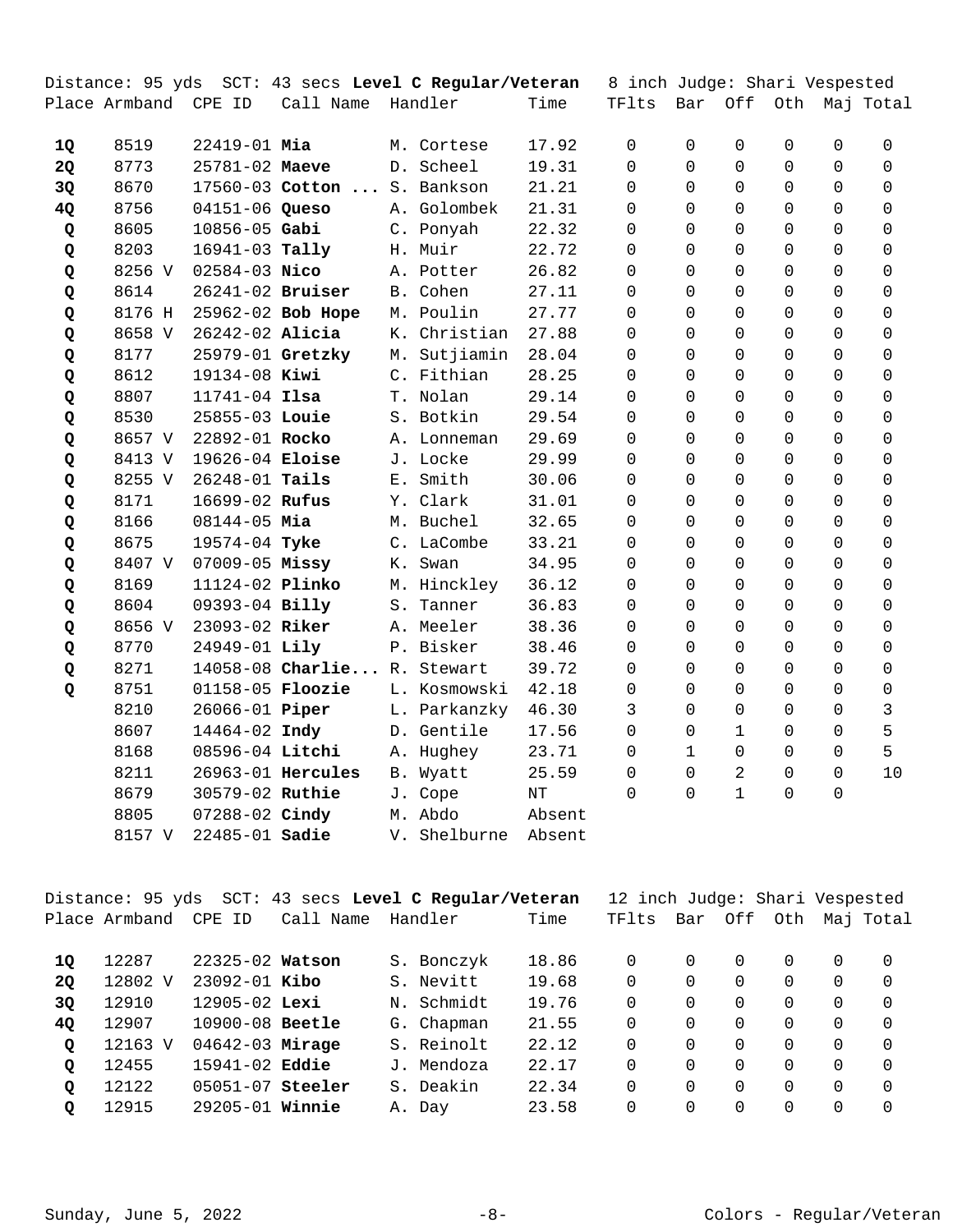Distance: 95 yds  SCT: 43 secs **Level C Regular/Veteran**  8 inch Judge: Shari Vespested

| Place | Armband | CPE ID | Call Name | Handler | Time | TFlts | Bar | Off | Oth | Maj | Total |
|---|---|---|---|---|---|---|---|---|---|---|---|
| **1Q** | 8519 | 22419-01 | **Mia** | M. Cortese | 17.92 | 0 | 0 | 0 | 0 | 0 | 0 |
| **2Q** | 8773 | 25781-02 | **Maeve** | D. Scheel | 19.31 | 0 | 0 | 0 | 0 | 0 | 0 |
| **3Q** | 8670 | 17560-03 | **Cotton ...** | S. Bankson | 21.21 | 0 | 0 | 0 | 0 | 0 | 0 |
| **4Q** | 8756 | 04151-06 | **Queso** | A. Golombek | 21.31 | 0 | 0 | 0 | 0 | 0 | 0 |
| **Q** | 8605 | 10856-05 | **Gabi** | C. Ponyah | 22.32 | 0 | 0 | 0 | 0 | 0 | 0 |
| **Q** | 8203 | 16941-03 | **Tally** | H. Muir | 22.72 | 0 | 0 | 0 | 0 | 0 | 0 |
| **Q** | 8256 V | 02584-03 | **Nico** | A. Potter | 26.82 | 0 | 0 | 0 | 0 | 0 | 0 |
| **Q** | 8614 | 26241-02 | **Bruiser** | B. Cohen | 27.11 | 0 | 0 | 0 | 0 | 0 | 0 |
| **Q** | 8176 H | 25962-02 | **Bob Hope** | M. Poulin | 27.77 | 0 | 0 | 0 | 0 | 0 | 0 |
| **Q** | 8658 V | 26242-02 | **Alicia** | K. Christian | 27.88 | 0 | 0 | 0 | 0 | 0 | 0 |
| **Q** | 8177 | 25979-01 | **Gretzky** | M. Sutjiamin | 28.04 | 0 | 0 | 0 | 0 | 0 | 0 |
| **Q** | 8612 | 19134-08 | **Kiwi** | C. Fithian | 28.25 | 0 | 0 | 0 | 0 | 0 | 0 |
| **Q** | 8807 | 11741-04 | **Ilsa** | T. Nolan | 29.14 | 0 | 0 | 0 | 0 | 0 | 0 |
| **Q** | 8530 | 25855-03 | **Louie** | S. Botkin | 29.54 | 0 | 0 | 0 | 0 | 0 | 0 |
| **Q** | 8657 V | 22892-01 | **Rocko** | A. Lonneman | 29.69 | 0 | 0 | 0 | 0 | 0 | 0 |
| **Q** | 8413 V | 19626-04 | **Eloise** | J. Locke | 29.99 | 0 | 0 | 0 | 0 | 0 | 0 |
| **Q** | 8255 V | 26248-01 | **Tails** | E. Smith | 30.06 | 0 | 0 | 0 | 0 | 0 | 0 |
| **Q** | 8171 | 16699-02 | **Rufus** | Y. Clark | 31.01 | 0 | 0 | 0 | 0 | 0 | 0 |
| **Q** | 8166 | 08144-05 | **Mia** | M. Buchel | 32.65 | 0 | 0 | 0 | 0 | 0 | 0 |
| **Q** | 8675 | 19574-04 | **Tyke** | C. LaCombe | 33.21 | 0 | 0 | 0 | 0 | 0 | 0 |
| **Q** | 8407 V | 07009-05 | **Missy** | K. Swan | 34.95 | 0 | 0 | 0 | 0 | 0 | 0 |
| **Q** | 8169 | 11124-02 | **Plinko** | M. Hinckley | 36.12 | 0 | 0 | 0 | 0 | 0 | 0 |
| **Q** | 8604 | 09393-04 | **Billy** | S. Tanner | 36.83 | 0 | 0 | 0 | 0 | 0 | 0 |
| **Q** | 8656 V | 23093-02 | **Riker** | A. Meeler | 38.36 | 0 | 0 | 0 | 0 | 0 | 0 |
| **Q** | 8770 | 24949-01 | **Lily** | P. Bisker | 38.46 | 0 | 0 | 0 | 0 | 0 | 0 |
| **Q** | 8271 | 14058-08 | **Charlie...** | R. Stewart | 39.72 | 0 | 0 | 0 | 0 | 0 | 0 |
| **Q** | 8751 | 01158-05 | **Floozie** | L. Kosmowski | 42.18 | 0 | 0 | 0 | 0 | 0 | 0 |
| | 8210 | 26066-01 | **Piper** | L. Parkanzky | 46.30 | 3 | 0 | 0 | 0 | 0 | 3 |
| | 8607 | 14464-02 | **Indy** | D. Gentile | 17.56 | 0 | 0 | 1 | 0 | 0 | 5 |
| | 8168 | 08596-04 | **Litchi** | A. Hughey | 23.71 | 0 | 1 | 0 | 0 | 0 | 5 |
| | 8211 | 26963-01 | **Hercules** | B. Wyatt | 25.59 | 0 | 0 | 2 | 0 | 0 | 10 |
| | 8679 | 30579-02 | **Ruthie** | J. Cope | NT | 0 | 0 | 1 | 0 | 0 | |
| | 8805 | 07288-02 | **Cindy** | M. Abdo | Absent | | | | | | |
| | 8157 V | 22485-01 | **Sadie** | V. Shelburne | Absent | | | | | | |

Distance: 95 yds  SCT: 43 secs **Level C Regular/Veteran**  12 inch Judge: Shari Vespested

| Place | Armband | CPE ID | Call Name | Handler | Time | TFlts | Bar | Off | Oth | Maj | Total |
|---|---|---|---|---|---|---|---|---|---|---|---|
| **1Q** | 12287 | 22325-02 | **Watson** | S. Bonczyk | 18.86 | 0 | 0 | 0 | 0 | 0 | 0 |
| **2Q** | 12802 V | 23092-01 | **Kibo** | S. Nevitt | 19.68 | 0 | 0 | 0 | 0 | 0 | 0 |
| **3Q** | 12910 | 12905-02 | **Lexi** | N. Schmidt | 19.76 | 0 | 0 | 0 | 0 | 0 | 0 |
| **4Q** | 12907 | 10900-08 | **Beetle** | G. Chapman | 21.55 | 0 | 0 | 0 | 0 | 0 | 0 |
| **Q** | 12163 V | 04642-03 | **Mirage** | S. Reinolt | 22.12 | 0 | 0 | 0 | 0 | 0 | 0 |
| **Q** | 12455 | 15941-02 | **Eddie** | J. Mendoza | 22.17 | 0 | 0 | 0 | 0 | 0 | 0 |
| **Q** | 12122 | 05051-07 | **Steeler** | S. Deakin | 22.34 | 0 | 0 | 0 | 0 | 0 | 0 |
| **Q** | 12915 | 29205-01 | **Winnie** | A. Day | 23.58 | 0 | 0 | 0 | 0 | 0 | 0 |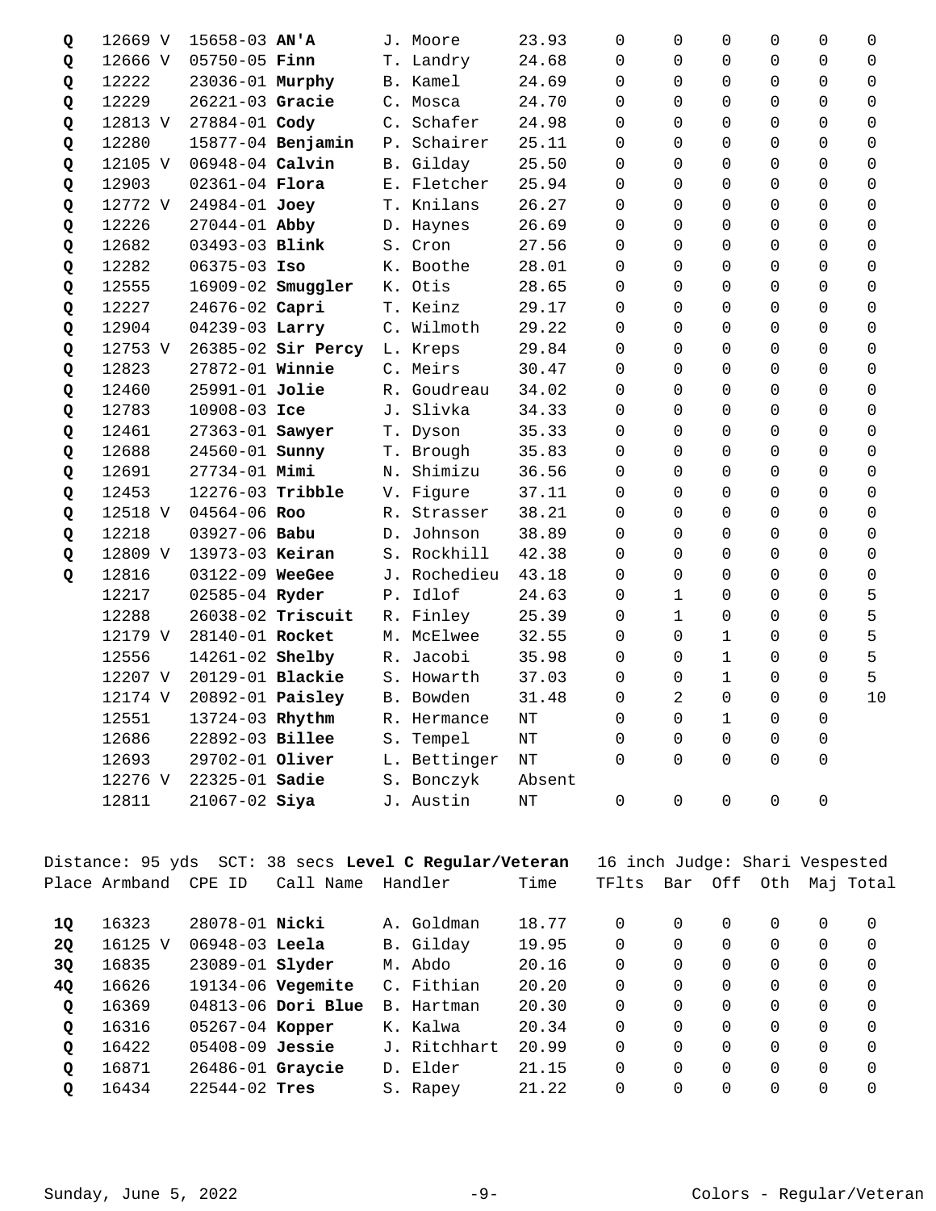| Place | Armband | CPE ID | Call Name | Handler | Time | TFlts | Bar | Off | Oth | Maj | Total |
|---|---|---|---|---|---|---|---|---|---|---|---|
| **Q** | 12669 V | 15658-03 | **AN'A** | J. Moore | 23.93 | 0 | 0 | 0 | 0 | 0 | 0 |
| **Q** | 12666 V | 05750-05 | **Finn** | T. Landry | 24.68 | 0 | 0 | 0 | 0 | 0 | 0 |
| **Q** | 12222 | 23036-01 | **Murphy** | B. Kamel | 24.69 | 0 | 0 | 0 | 0 | 0 | 0 |
| **Q** | 12229 | 26221-03 | **Gracie** | C. Mosca | 24.70 | 0 | 0 | 0 | 0 | 0 | 0 |
| **Q** | 12813 V | 27884-01 | **Cody** | C. Schafer | 24.98 | 0 | 0 | 0 | 0 | 0 | 0 |
| **Q** | 12280 | 15877-04 | **Benjamin** | P. Schairer | 25.11 | 0 | 0 | 0 | 0 | 0 | 0 |
| **Q** | 12105 V | 06948-04 | **Calvin** | B. Gilday | 25.50 | 0 | 0 | 0 | 0 | 0 | 0 |
| **Q** | 12903 | 02361-04 | **Flora** | E. Fletcher | 25.94 | 0 | 0 | 0 | 0 | 0 | 0 |
| **Q** | 12772 V | 24984-01 | **Joey** | T. Knilans | 26.27 | 0 | 0 | 0 | 0 | 0 | 0 |
| **Q** | 12226 | 27044-01 | **Abby** | D. Haynes | 26.69 | 0 | 0 | 0 | 0 | 0 | 0 |
| **Q** | 12682 | 03493-03 | **Blink** | S. Cron | 27.56 | 0 | 0 | 0 | 0 | 0 | 0 |
| **Q** | 12282 | 06375-03 | **Iso** | K. Boothe | 28.01 | 0 | 0 | 0 | 0 | 0 | 0 |
| **Q** | 12555 | 16909-02 | **Smuggler** | K. Otis | 28.65 | 0 | 0 | 0 | 0 | 0 | 0 |
| **Q** | 12227 | 24676-02 | **Capri** | T. Keinz | 29.17 | 0 | 0 | 0 | 0 | 0 | 0 |
| **Q** | 12904 | 04239-03 | **Larry** | C. Wilmoth | 29.22 | 0 | 0 | 0 | 0 | 0 | 0 |
| **Q** | 12753 V | 26385-02 | **Sir Percy** | L. Kreps | 29.84 | 0 | 0 | 0 | 0 | 0 | 0 |
| **Q** | 12823 | 27872-01 | **Winnie** | C. Meirs | 30.47 | 0 | 0 | 0 | 0 | 0 | 0 |
| **Q** | 12460 | 25991-01 | **Jolie** | R. Goudreau | 34.02 | 0 | 0 | 0 | 0 | 0 | 0 |
| **Q** | 12783 | 10908-03 | **Ice** | J. Slivka | 34.33 | 0 | 0 | 0 | 0 | 0 | 0 |
| **Q** | 12461 | 27363-01 | **Sawyer** | T. Dyson | 35.33 | 0 | 0 | 0 | 0 | 0 | 0 |
| **Q** | 12688 | 24560-01 | **Sunny** | T. Brough | 35.83 | 0 | 0 | 0 | 0 | 0 | 0 |
| **Q** | 12691 | 27734-01 | **Mimi** | N. Shimizu | 36.56 | 0 | 0 | 0 | 0 | 0 | 0 |
| **Q** | 12453 | 12276-03 | **Tribble** | V. Figure | 37.11 | 0 | 0 | 0 | 0 | 0 | 0 |
| **Q** | 12518 V | 04564-06 | **Roo** | R. Strasser | 38.21 | 0 | 0 | 0 | 0 | 0 | 0 |
| **Q** | 12218 | 03927-06 | **Babu** | D. Johnson | 38.89 | 0 | 0 | 0 | 0 | 0 | 0 |
| **Q** | 12809 V | 13973-03 | **Keiran** | S. Rockhill | 42.38 | 0 | 0 | 0 | 0 | 0 | 0 |
| **Q** | 12816 | 03122-09 | **WeeGee** | J. Rochedieu | 43.18 | 0 | 0 | 0 | 0 | 0 | 0 |
| | 12217 | 02585-04 | **Ryder** | P. Idlof | 24.63 | 0 | 1 | 0 | 0 | 0 | 5 |
| | 12288 | 26038-02 | **Triscuit** | R. Finley | 25.39 | 0 | 1 | 0 | 0 | 0 | 5 |
| | 12179 V | 28140-01 | **Rocket** | M. McElwee | 32.55 | 0 | 0 | 1 | 0 | 0 | 5 |
| | 12556 | 14261-02 | **Shelby** | R. Jacobi | 35.98 | 0 | 0 | 1 | 0 | 0 | 5 |
| | 12207 V | 20129-01 | **Blackie** | S. Howarth | 37.03 | 0 | 0 | 1 | 0 | 0 | 5 |
| | 12174 V | 20892-01 | **Paisley** | B. Bowden | 31.48 | 0 | 2 | 0 | 0 | 0 | 10 |
| | 12551 | 13724-03 | **Rhythm** | R. Hermance | NT | 0 | 0 | 1 | 0 | 0 | |
| | 12686 | 22892-03 | **Billee** | S. Tempel | NT | 0 | 0 | 0 | 0 | 0 | |
| | 12693 | 29702-01 | **Oliver** | L. Bettinger | NT | 0 | 0 | 0 | 0 | 0 | |
| | 12276 V | 22325-01 | **Sadie** | S. Bonczyk | Absent | | | | | | |
| | 12811 | 21067-02 | **Siya** | J. Austin | NT | 0 | 0 | 0 | 0 | 0 | |

Distance: 95 yds SCT: 38 secs **Level C Regular/Veteran** 16 inch Judge: Shari Vespested

| Place | Armband | CPE ID | Call Name | Handler | Time | TFlts | Bar | Off | Oth | Maj | Total |
|---|---|---|---|---|---|---|---|---|---|---|---|
| **1Q** | 16323 | 28078-01 | **Nicki** | A. Goldman | 18.77 | 0 | 0 | 0 | 0 | 0 | 0 |
| **2Q** | 16125 V | 06948-03 | **Leela** | B. Gilday | 19.95 | 0 | 0 | 0 | 0 | 0 | 0 |
| **3Q** | 16835 | 23089-01 | **Slyder** | M. Abdo | 20.16 | 0 | 0 | 0 | 0 | 0 | 0 |
| **4Q** | 16626 | 19134-06 | **Vegemite** | C. Fithian | 20.20 | 0 | 0 | 0 | 0 | 0 | 0 |
| **Q** | 16369 | 04813-06 | **Dori Blue** | B. Hartman | 20.30 | 0 | 0 | 0 | 0 | 0 | 0 |
| **Q** | 16316 | 05267-04 | **Kopper** | K. Kalwa | 20.34 | 0 | 0 | 0 | 0 | 0 | 0 |
| **Q** | 16422 | 05408-09 | **Jessie** | J. Ritchhart | 20.99 | 0 | 0 | 0 | 0 | 0 | 0 |
| **Q** | 16871 | 26486-01 | **Graycie** | D. Elder | 21.15 | 0 | 0 | 0 | 0 | 0 | 0 |
| **Q** | 16434 | 22544-02 | **Tres** | S. Rapey | 21.22 | 0 | 0 | 0 | 0 | 0 | 0 |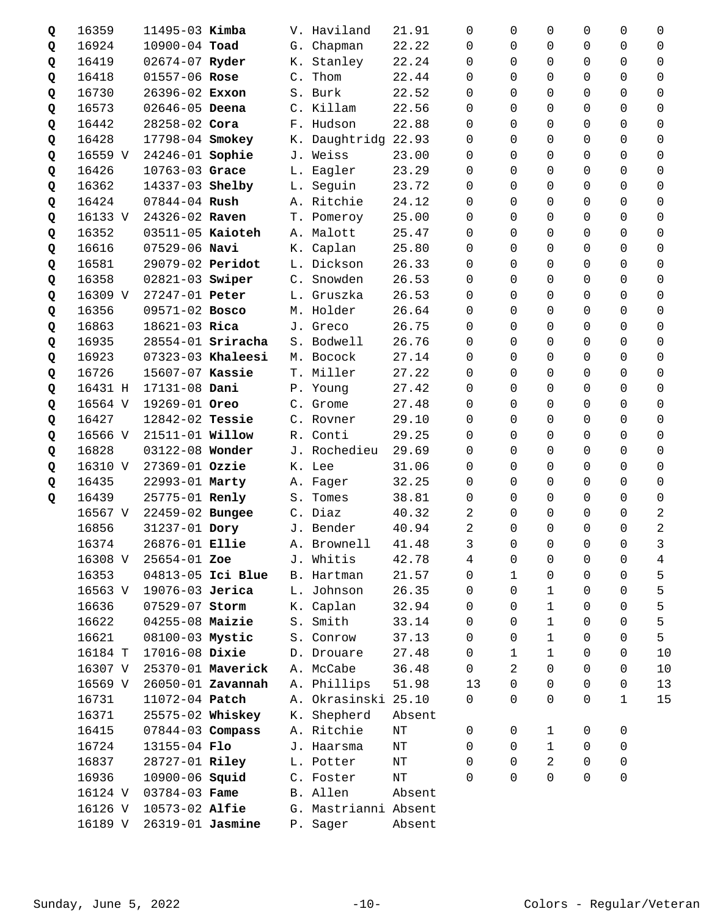| | | | | | | | | | | | |
|---|---|---|---|---|---|---|---|---|---|---|---|
| Q | 16359 | 11495-03 **Kimba** | V. Haviland | 21.91 | 0 | 0 | 0 | 0 | 0 | 0 |
| Q | 16924 | 10900-04 **Toad** | G. Chapman | 22.22 | 0 | 0 | 0 | 0 | 0 | 0 |
| Q | 16419 | 02674-07 **Ryder** | K. Stanley | 22.24 | 0 | 0 | 0 | 0 | 0 | 0 |
| Q | 16418 | 01557-06 **Rose** | C. Thom | 22.44 | 0 | 0 | 0 | 0 | 0 | 0 |
| Q | 16730 | 26396-02 **Exxon** | S. Burk | 22.52 | 0 | 0 | 0 | 0 | 0 | 0 |
| Q | 16573 | 02646-05 **Deena** | C. Killam | 22.56 | 0 | 0 | 0 | 0 | 0 | 0 |
| Q | 16442 | 28258-02 **Cora** | F. Hudson | 22.88 | 0 | 0 | 0 | 0 | 0 | 0 |
| Q | 16428 | 17798-04 **Smokey** | K. Daughtridg | 22.93 | 0 | 0 | 0 | 0 | 0 | 0 |
| Q | 16559 V | 24246-01 **Sophie** | J. Weiss | 23.00 | 0 | 0 | 0 | 0 | 0 | 0 |
| Q | 16426 | 10763-03 **Grace** | L. Eagler | 23.29 | 0 | 0 | 0 | 0 | 0 | 0 |
| Q | 16362 | 14337-03 **Shelby** | L. Seguin | 23.72 | 0 | 0 | 0 | 0 | 0 | 0 |
| Q | 16424 | 07844-04 **Rush** | A. Ritchie | 24.12 | 0 | 0 | 0 | 0 | 0 | 0 |
| Q | 16133 V | 24326-02 **Raven** | T. Pomeroy | 25.00 | 0 | 0 | 0 | 0 | 0 | 0 |
| Q | 16352 | 03511-05 **Kaioteh** | A. Malott | 25.47 | 0 | 0 | 0 | 0 | 0 | 0 |
| Q | 16616 | 07529-06 **Navi** | K. Caplan | 25.80 | 0 | 0 | 0 | 0 | 0 | 0 |
| Q | 16581 | 29079-02 **Peridot** | L. Dickson | 26.33 | 0 | 0 | 0 | 0 | 0 | 0 |
| Q | 16358 | 02821-03 **Swiper** | C. Snowden | 26.53 | 0 | 0 | 0 | 0 | 0 | 0 |
| Q | 16309 V | 27247-01 **Peter** | L. Gruszka | 26.53 | 0 | 0 | 0 | 0 | 0 | 0 |
| Q | 16356 | 09571-02 **Bosco** | M. Holder | 26.64 | 0 | 0 | 0 | 0 | 0 | 0 |
| Q | 16863 | 18621-03 **Rica** | J. Greco | 26.75 | 0 | 0 | 0 | 0 | 0 | 0 |
| Q | 16935 | 28554-01 **Sriracha** | S. Bodwell | 26.76 | 0 | 0 | 0 | 0 | 0 | 0 |
| Q | 16923 | 07323-03 **Khaleesi** | M. Bocock | 27.14 | 0 | 0 | 0 | 0 | 0 | 0 |
| Q | 16726 | 15607-07 **Kassie** | T. Miller | 27.22 | 0 | 0 | 0 | 0 | 0 | 0 |
| Q | 16431 H | 17131-08 **Dani** | P. Young | 27.42 | 0 | 0 | 0 | 0 | 0 | 0 |
| Q | 16564 V | 19269-01 **Oreo** | C. Grome | 27.48 | 0 | 0 | 0 | 0 | 0 | 0 |
| Q | 16427 | 12842-02 **Tessie** | C. Rovner | 29.10 | 0 | 0 | 0 | 0 | 0 | 0 |
| Q | 16566 V | 21511-01 **Willow** | R. Conti | 29.25 | 0 | 0 | 0 | 0 | 0 | 0 |
| Q | 16828 | 03122-08 **Wonder** | J. Rochedieu | 29.69 | 0 | 0 | 0 | 0 | 0 | 0 |
| Q | 16310 V | 27369-01 **Ozzie** | K. Lee | 31.06 | 0 | 0 | 0 | 0 | 0 | 0 |
| Q | 16435 | 22993-01 **Marty** | A. Fager | 32.25 | 0 | 0 | 0 | 0 | 0 | 0 |
| Q | 16439 | 25775-01 **Renly** | S. Tomes | 38.81 | 0 | 0 | 0 | 0 | 0 | 0 |
| | 16567 V | 22459-02 **Bungee** | C. Diaz | 40.32 | 2 | 0 | 0 | 0 | 0 | 2 |
| | 16856 | 31237-01 **Dory** | J. Bender | 40.94 | 2 | 0 | 0 | 0 | 0 | 2 |
| | 16374 | 26876-01 **Ellie** | A. Brownell | 41.48 | 3 | 0 | 0 | 0 | 0 | 3 |
| | 16308 V | 25654-01 **Zoe** | J. Whitis | 42.78 | 4 | 0 | 0 | 0 | 0 | 4 |
| | 16353 | 04813-05 **Ici Blue** | B. Hartman | 21.57 | 0 | 1 | 0 | 0 | 0 | 5 |
| | 16563 V | 19076-03 **Jerica** | L. Johnson | 26.35 | 0 | 0 | 1 | 0 | 0 | 5 |
| | 16636 | 07529-07 **Storm** | K. Caplan | 32.94 | 0 | 0 | 1 | 0 | 0 | 5 |
| | 16622 | 04255-08 **Maizie** | S. Smith | 33.14 | 0 | 0 | 1 | 0 | 0 | 5 |
| | 16621 | 08100-03 **Mystic** | S. Conrow | 37.13 | 0 | 0 | 1 | 0 | 0 | 5 |
| | 16184 T | 17016-08 **Dixie** | D. Drouare | 27.48 | 0 | 1 | 1 | 0 | 0 | 10 |
| | 16307 V | 25370-01 **Maverick** | A. McCabe | 36.48 | 0 | 2 | 0 | 0 | 0 | 10 |
| | 16569 V | 26050-01 **Zavannah** | A. Phillips | 51.98 | 13 | 0 | 0 | 0 | 0 | 13 |
| | 16731 | 11072-04 **Patch** | A. Okrasinski | 25.10 | 0 | 0 | 0 | 0 | 1 | 15 |
| | 16371 | 25575-02 **Whiskey** | K. Shepherd | Absent | | | | | | |
| | 16415 | 07844-03 **Compass** | A. Ritchie | NT | 0 | 0 | 1 | 0 | 0 | |
| | 16724 | 13155-04 **Flo** | J. Haarsma | NT | 0 | 0 | 1 | 0 | 0 | |
| | 16837 | 28727-01 **Riley** | L. Potter | NT | 0 | 0 | 2 | 0 | 0 | |
| | 16936 | 10900-06 **Squid** | C. Foster | NT | 0 | 0 | 0 | 0 | 0 | |
| | 16124 V | 03784-03 **Fame** | B. Allen | Absent | | | | | | |
| | 16126 V | 10573-02 **Alfie** | G. Mastrianni | Absent | | | | | | |
| | 16189 V | 26319-01 **Jasmine** | P. Sager | Absent | | | | | | |

Sunday, June 5, 2022 Colors - Regular/Veteran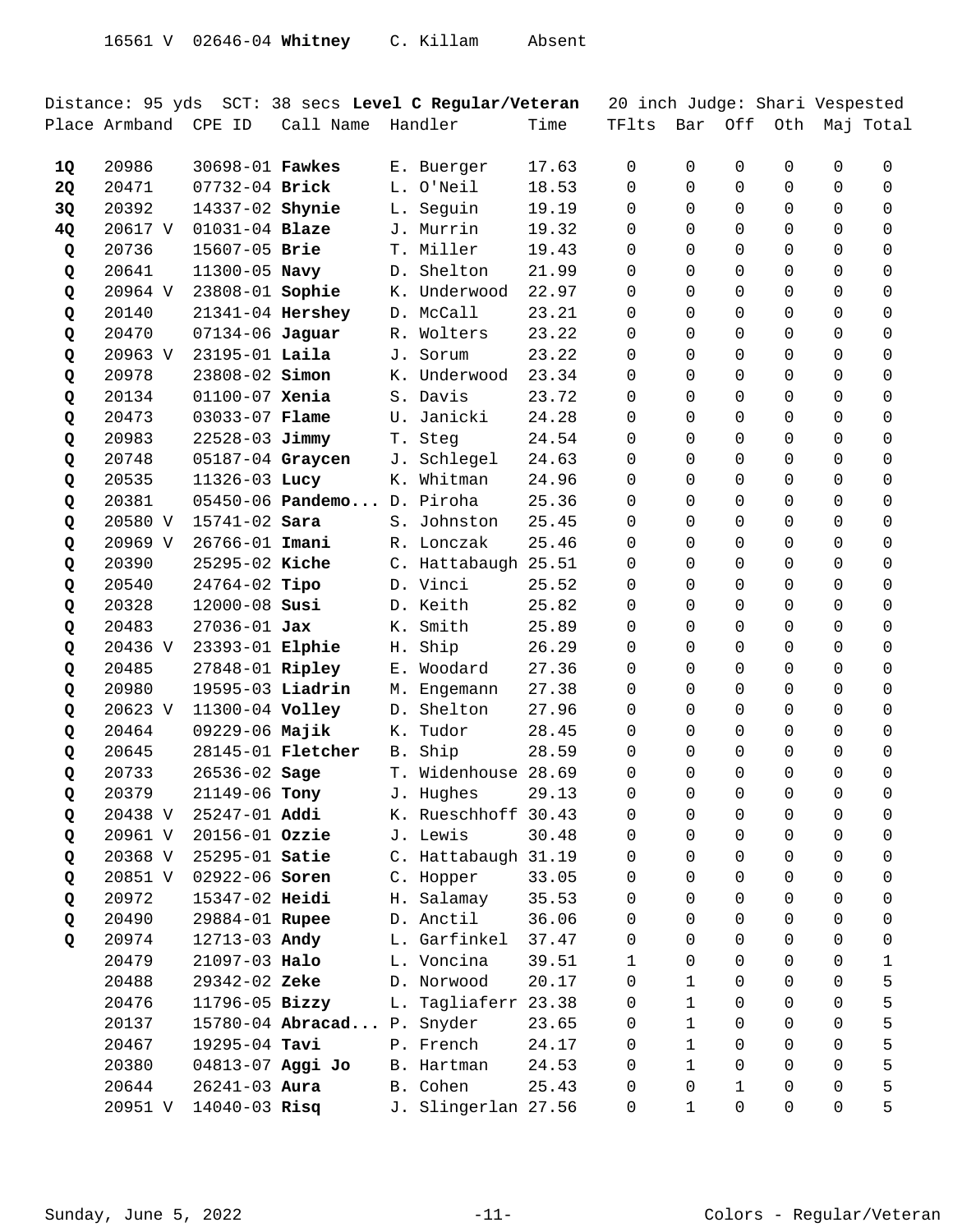16561 V 02646-04 **Whitney** C. Killam Absent

Distance: 95 yds SCT: 38 secs **Level C Regular/Veteran** 20 inch Judge: Shari Vespested

| Place | Armband | CPE ID | Call Name | Handler | Time | TFlts | Bar | Off | Oth | Maj | Total |
|---|---|---|---|---|---|---|---|---|---|---|---|
| **1Q** | 20986 | 30698-01 | **Fawkes** | E. Buerger | 17.63 | 0 | 0 | 0 | 0 | 0 | 0 |
| **2Q** | 20471 | 07732-04 | **Brick** | L. O'Neil | 18.53 | 0 | 0 | 0 | 0 | 0 | 0 |
| **3Q** | 20392 | 14337-02 | **Shynie** | L. Seguin | 19.19 | 0 | 0 | 0 | 0 | 0 | 0 |
| **4Q** | 20617 V | 01031-04 | **Blaze** | J. Murrin | 19.32 | 0 | 0 | 0 | 0 | 0 | 0 |
| **Q** | 20736 | 15607-05 | **Brie** | T. Miller | 19.43 | 0 | 0 | 0 | 0 | 0 | 0 |
| **Q** | 20641 | 11300-05 | **Navy** | D. Shelton | 21.99 | 0 | 0 | 0 | 0 | 0 | 0 |
| **Q** | 20964 V | 23808-01 | **Sophie** | K. Underwood | 22.97 | 0 | 0 | 0 | 0 | 0 | 0 |
| **Q** | 20140 | 21341-04 | **Hershey** | D. McCall | 23.21 | 0 | 0 | 0 | 0 | 0 | 0 |
| **Q** | 20470 | 07134-06 | **Jaguar** | R. Wolters | 23.22 | 0 | 0 | 0 | 0 | 0 | 0 |
| **Q** | 20963 V | 23195-01 | **Laila** | J. Sorum | 23.22 | 0 | 0 | 0 | 0 | 0 | 0 |
| **Q** | 20978 | 23808-02 | **Simon** | K. Underwood | 23.34 | 0 | 0 | 0 | 0 | 0 | 0 |
| **Q** | 20134 | 01100-07 | **Xenia** | S. Davis | 23.72 | 0 | 0 | 0 | 0 | 0 | 0 |
| **Q** | 20473 | 03033-07 | **Flame** | U. Janicki | 24.28 | 0 | 0 | 0 | 0 | 0 | 0 |
| **Q** | 20983 | 22528-03 | **Jimmy** | T. Steg | 24.54 | 0 | 0 | 0 | 0 | 0 | 0 |
| **Q** | 20748 | 05187-04 | **Graycen** | J. Schlegel | 24.63 | 0 | 0 | 0 | 0 | 0 | 0 |
| **Q** | 20535 | 11326-03 | **Lucy** | K. Whitman | 24.96 | 0 | 0 | 0 | 0 | 0 | 0 |
| **Q** | 20381 | 05450-06 | **Pandemo...** | D. Piroha | 25.36 | 0 | 0 | 0 | 0 | 0 | 0 |
| **Q** | 20580 V | 15741-02 | **Sara** | S. Johnston | 25.45 | 0 | 0 | 0 | 0 | 0 | 0 |
| **Q** | 20969 V | 26766-01 | **Imani** | R. Lonczak | 25.46 | 0 | 0 | 0 | 0 | 0 | 0 |
| **Q** | 20390 | 25295-02 | **Kiche** | C. Hattabaugh | 25.51 | 0 | 0 | 0 | 0 | 0 | 0 |
| **Q** | 20540 | 24764-02 | **Tipo** | D. Vinci | 25.52 | 0 | 0 | 0 | 0 | 0 | 0 |
| **Q** | 20328 | 12000-08 | **Susi** | D. Keith | 25.82 | 0 | 0 | 0 | 0 | 0 | 0 |
| **Q** | 20483 | 27036-01 | **Jax** | K. Smith | 25.89 | 0 | 0 | 0 | 0 | 0 | 0 |
| **Q** | 20436 V | 23393-01 | **Elphie** | H. Ship | 26.29 | 0 | 0 | 0 | 0 | 0 | 0 |
| **Q** | 20485 | 27848-01 | **Ripley** | E. Woodard | 27.36 | 0 | 0 | 0 | 0 | 0 | 0 |
| **Q** | 20980 | 19595-03 | **Liadrin** | M. Engemann | 27.38 | 0 | 0 | 0 | 0 | 0 | 0 |
| **Q** | 20623 V | 11300-04 | **Volley** | D. Shelton | 27.96 | 0 | 0 | 0 | 0 | 0 | 0 |
| **Q** | 20464 | 09229-06 | **Majik** | K. Tudor | 28.45 | 0 | 0 | 0 | 0 | 0 | 0 |
| **Q** | 20645 | 28145-01 | **Fletcher** | B. Ship | 28.59 | 0 | 0 | 0 | 0 | 0 | 0 |
| **Q** | 20733 | 26536-02 | **Sage** | T. Widenhouse | 28.69 | 0 | 0 | 0 | 0 | 0 | 0 |
| **Q** | 20379 | 21149-06 | **Tony** | J. Hughes | 29.13 | 0 | 0 | 0 | 0 | 0 | 0 |
| **Q** | 20438 V | 25247-01 | **Addi** | K. Rueschhoff | 30.43 | 0 | 0 | 0 | 0 | 0 | 0 |
| **Q** | 20961 V | 20156-01 | **Ozzie** | J. Lewis | 30.48 | 0 | 0 | 0 | 0 | 0 | 0 |
| **Q** | 20368 V | 25295-01 | **Satie** | C. Hattabaugh | 31.19 | 0 | 0 | 0 | 0 | 0 | 0 |
| **Q** | 20851 V | 02922-06 | **Soren** | C. Hopper | 33.05 | 0 | 0 | 0 | 0 | 0 | 0 |
| **Q** | 20972 | 15347-02 | **Heidi** | H. Salamay | 35.53 | 0 | 0 | 0 | 0 | 0 | 0 |
| **Q** | 20490 | 29884-01 | **Rupee** | D. Anctil | 36.06 | 0 | 0 | 0 | 0 | 0 | 0 |
| **Q** | 20974 | 12713-03 | **Andy** | L. Garfinkel | 37.47 | 0 | 0 | 0 | 0 | 0 | 0 |
| | 20479 | 21097-03 | **Halo** | L. Voncina | 39.51 | 1 | 0 | 0 | 0 | 0 | 1 |
| | 20488 | 29342-02 | **Zeke** | D. Norwood | 20.17 | 0 | 1 | 0 | 0 | 0 | 5 |
| | 20476 | 11796-05 | **Bizzy** | L. Tagliaferr | 23.38 | 0 | 1 | 0 | 0 | 0 | 5 |
| | 20137 | 15780-04 | **Abracad...** | P. Snyder | 23.65 | 0 | 1 | 0 | 0 | 0 | 5 |
| | 20467 | 19295-04 | **Tavi** | P. French | 24.17 | 0 | 1 | 0 | 0 | 0 | 5 |
| | 20380 | 04813-07 | **Aggi Jo** | B. Hartman | 24.53 | 0 | 1 | 0 | 0 | 0 | 5 |
| | 20644 | 26241-03 | **Aura** | B. Cohen | 25.43 | 0 | 0 | 1 | 0 | 0 | 5 |
| | 20951 V | 14040-03 | **Risq** | J. Slingerlan | 27.56 | 0 | 1 | 0 | 0 | 0 | 5 |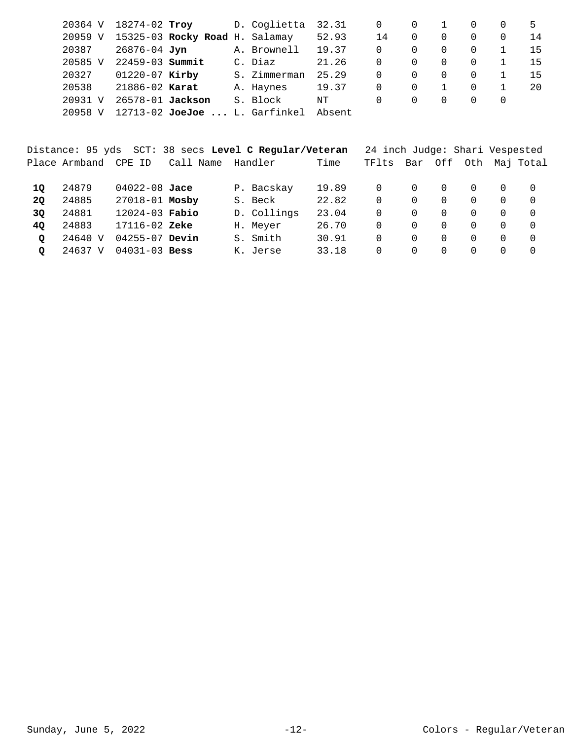| Place | Armband | CPE ID | Call Name | Handler | Time | TFlts | Bar | Off | Oth | Maj | Total |
|---|---|---|---|---|---|---|---|---|---|---|---|
| | 20364 V | 18274-02 | **Troy** | D. Coglietta | 32.31 | 0 | 0 | 1 | 0 | 0 | 5 |
| | 20959 V | 15325-03 | **Rocky Road** | H. Salamay | 52.93 | 14 | 0 | 0 | 0 | 0 | 14 |
| | 20387 | 26876-04 | **Jyn** | A. Brownell | 19.37 | 0 | 0 | 0 | 0 | 1 | 15 |
| | 20585 V | 22459-03 | **Summit** | C. Diaz | 21.26 | 0 | 0 | 0 | 0 | 1 | 15 |
| | 20327 | 01220-07 | **Kirby** | S. Zimmerman | 25.29 | 0 | 0 | 0 | 0 | 1 | 15 |
| | 20538 | 21886-02 | **Karat** | A. Haynes | 19.37 | 0 | 0 | 1 | 0 | 1 | 20 |
| | 20931 V | 26578-01 | **Jackson** | S. Block | NT | 0 | 0 | 0 | 0 | 0 | |
| | 20958 V | 12713-02 | **JoeJoe ...** | L. Garfinkel | Absent | | | | | | |

Distance: 95 yds  SCT: 38 secs **Level C Regular/Veteran**  24 inch Judge: Shari Vespested

| Place | Armband | CPE ID | Call Name | Handler | Time | TFlts | Bar | Off | Oth | Maj | Total |
|---|---|---|---|---|---|---|---|---|---|---|---|
| **1Q** | 24879 | 04022-08 | **Jace** | P. Bacskay | 19.89 | 0 | 0 | 0 | 0 | 0 | 0 |
| **2Q** | 24885 | 27018-01 | **Mosby** | S. Beck | 22.82 | 0 | 0 | 0 | 0 | 0 | 0 |
| **3Q** | 24881 | 12024-03 | **Fabio** | D. Collings | 23.04 | 0 | 0 | 0 | 0 | 0 | 0 |
| **4Q** | 24883 | 17116-02 | **Zeke** | H. Meyer | 26.70 | 0 | 0 | 0 | 0 | 0 | 0 |
| **Q** | 24640 V | 04255-07 | **Devin** | S. Smith | 30.91 | 0 | 0 | 0 | 0 | 0 | 0 |
| **Q** | 24637 V | 04031-03 | **Bess** | K. Jerse | 33.18 | 0 | 0 | 0 | 0 | 0 | 0 |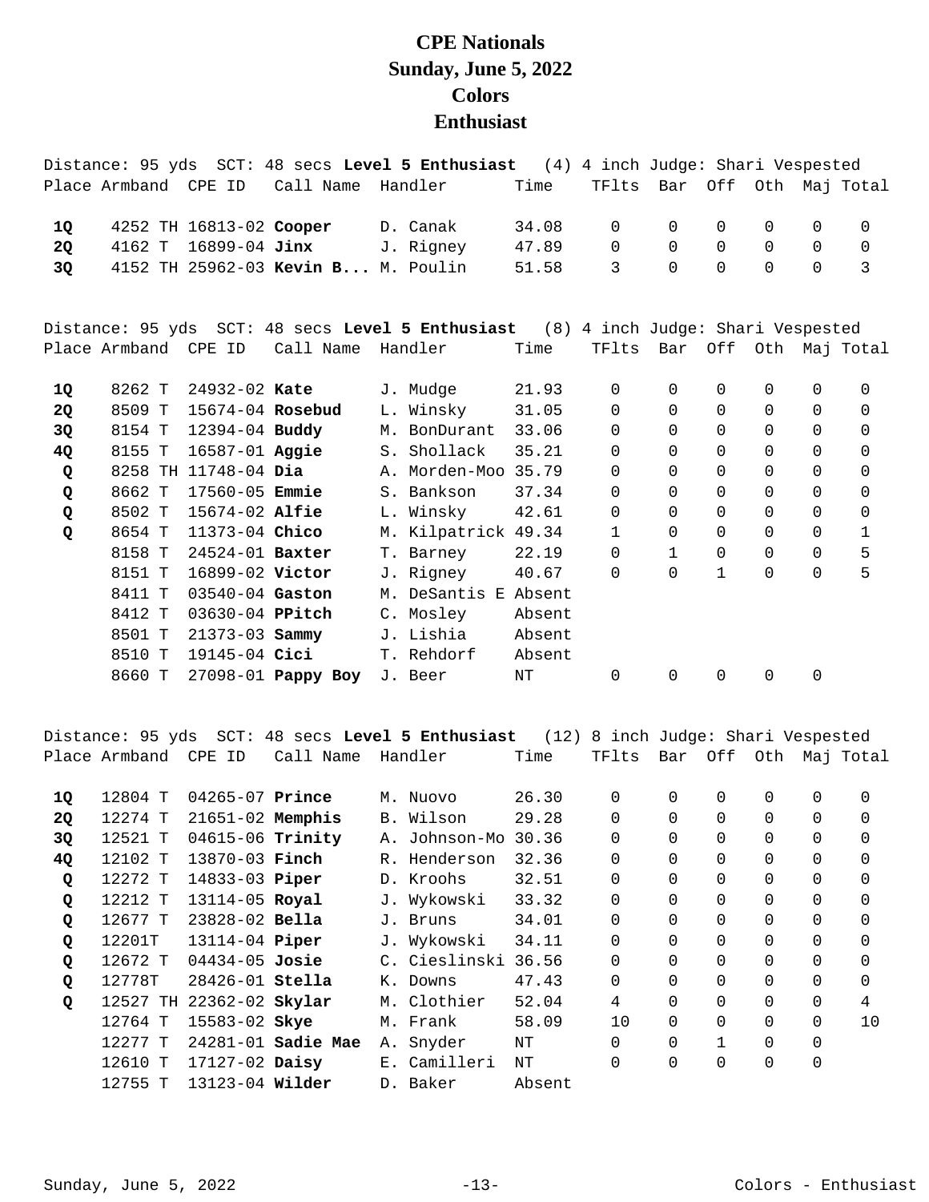# CPE Nationals
## Sunday, June 5, 2022
## Colors
## Enthusiast

Distance: 95 yds SCT: 48 secs **Level 5 Enthusiast** (4) 4 inch Judge: Shari Vespested

| Place | Armband | CPE ID | Call Name | Handler | Time | TFlts | Bar | Off | Oth | Maj | Total |
|---|---|---|---|---|---|---|---|---|---|---|---|
| **1Q** | 4252 TH | 16813-02 | **Cooper** | D. Canak | 34.08 | 0 | 0 | 0 | 0 | 0 | 0 |
| **2Q** | 4162 T | 16899-04 | **Jinx** | J. Rigney | 47.89 | 0 | 0 | 0 | 0 | 0 | 0 |
| **3Q** | 4152 TH | 25962-03 | **Kevin B...** | M. Poulin | 51.58 | 3 | 0 | 0 | 0 | 0 | 3 |

Distance: 95 yds SCT: 48 secs **Level 5 Enthusiast** (8) 4 inch Judge: Shari Vespested

| Place | Armband | CPE ID | Call Name | Handler | Time | TFlts | Bar | Off | Oth | Maj | Total |
|---|---|---|---|---|---|---|---|---|---|---|---|
| **1Q** | 8262 T | 24932-02 | **Kate** | J. Mudge | 21.93 | 0 | 0 | 0 | 0 | 0 | 0 |
| **2Q** | 8509 T | 15674-04 | **Rosebud** | L. Winsky | 31.05 | 0 | 0 | 0 | 0 | 0 | 0 |
| **3Q** | 8154 T | 12394-04 | **Buddy** | M. BonDurant | 33.06 | 0 | 0 | 0 | 0 | 0 | 0 |
| **4Q** | 8155 T | 16587-01 | **Aggie** | S. Shollack | 35.21 | 0 | 0 | 0 | 0 | 0 | 0 |
| **Q** | 8258 TH | 11748-04 | **Dia** | A. Morden-Moo | 35.79 | 0 | 0 | 0 | 0 | 0 | 0 |
| **Q** | 8662 T | 17560-05 | **Emmie** | S. Bankson | 37.34 | 0 | 0 | 0 | 0 | 0 | 0 |
| **Q** | 8502 T | 15674-02 | **Alfie** | L. Winsky | 42.61 | 0 | 0 | 0 | 0 | 0 | 0 |
| **Q** | 8654 T | 11373-04 | **Chico** | M. Kilpatrick | 49.34 | 1 | 0 | 0 | 0 | 0 | 1 |
| | 8158 T | 24524-01 | **Baxter** | T. Barney | 22.19 | 0 | 1 | 0 | 0 | 0 | 5 |
| | 8151 T | 16899-02 | **Victor** | J. Rigney | 40.67 | 0 | 0 | 1 | 0 | 0 | 5 |
| | 8411 T | 03540-04 | **Gaston** | M. DeSantis E | Absent | | | | | | |
| | 8412 T | 03630-04 | **PPitch** | C. Mosley | Absent | | | | | | |
| | 8501 T | 21373-03 | **Sammy** | J. Lishia | Absent | | | | | | |
| | 8510 T | 19145-04 | **Cici** | T. Rehdorf | Absent | | | | | | |
| | 8660 T | 27098-01 | **Pappy Boy** | J. Beer | NT | 0 | 0 | 0 | 0 | 0 | |

Distance: 95 yds SCT: 48 secs **Level 5 Enthusiast** (12) 8 inch Judge: Shari Vespested

| Place | Armband | CPE ID | Call Name | Handler | Time | TFlts | Bar | Off | Oth | Maj | Total |
|---|---|---|---|---|---|---|---|---|---|---|---|
| **1Q** | 12804 T | 04265-07 | **Prince** | M. Nuovo | 26.30 | 0 | 0 | 0 | 0 | 0 | 0 |
| **2Q** | 12274 T | 21651-02 | **Memphis** | B. Wilson | 29.28 | 0 | 0 | 0 | 0 | 0 | 0 |
| **3Q** | 12521 T | 04615-06 | **Trinity** | A. Johnson-Mo | 30.36 | 0 | 0 | 0 | 0 | 0 | 0 |
| **4Q** | 12102 T | 13870-03 | **Finch** | R. Henderson | 32.36 | 0 | 0 | 0 | 0 | 0 | 0 |
| **Q** | 12272 T | 14833-03 | **Piper** | D. Kroohs | 32.51 | 0 | 0 | 0 | 0 | 0 | 0 |
| **Q** | 12212 T | 13114-05 | **Royal** | J. Wykowski | 33.32 | 0 | 0 | 0 | 0 | 0 | 0 |
| **Q** | 12677 T | 23828-02 | **Bella** | J. Bruns | 34.01 | 0 | 0 | 0 | 0 | 0 | 0 |
| **Q** | 12201T | 13114-04 | **Piper** | J. Wykowski | 34.11 | 0 | 0 | 0 | 0 | 0 | 0 |
| **Q** | 12672 T | 04434-05 | **Josie** | C. Cieslinski | 36.56 | 0 | 0 | 0 | 0 | 0 | 0 |
| **Q** | 12778T | 28426-01 | **Stella** | K. Downs | 47.43 | 0 | 0 | 0 | 0 | 0 | 0 |
| **Q** | 12527 TH | 22362-02 | **Skylar** | M. Clothier | 52.04 | 4 | 0 | 0 | 0 | 0 | 4 |
| | 12764 T | 15583-02 | **Skye** | M. Frank | 58.09 | 10 | 0 | 0 | 0 | 0 | 10 |
| | 12277 T | 24281-01 | **Sadie Mae** | A. Snyder | NT | 0 | 0 | 1 | 0 | 0 | |
| | 12610 T | 17127-02 | **Daisy** | E. Camilleri | NT | 0 | 0 | 0 | 0 | 0 | |
| | 12755 T | 13123-04 | **Wilder** | D. Baker | Absent | | | | | | |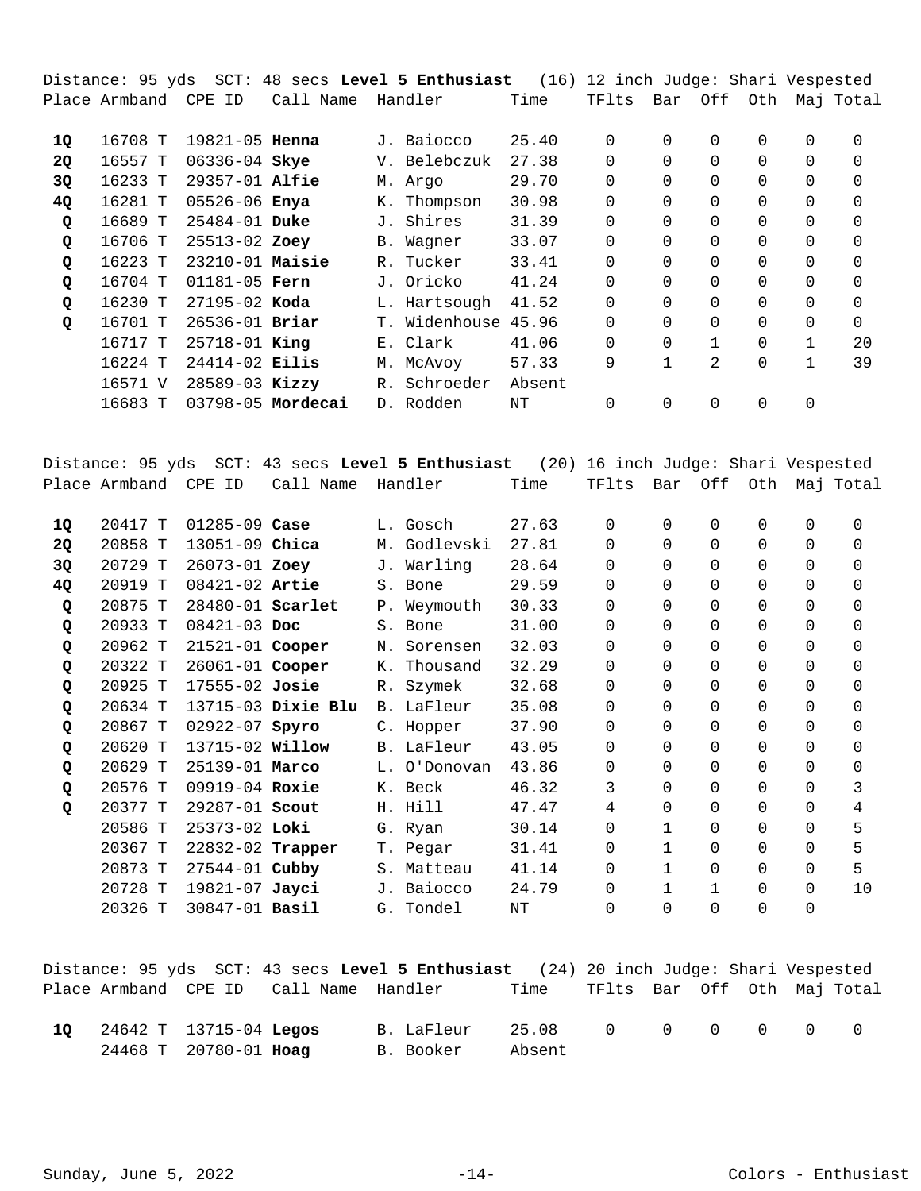Distance: 95 yds SCT: 48 secs **Level 5 Enthusiast** (16) 12 inch Judge: Shari Vespested

| Place | Armband | CPE ID | Call Name | Handler | Time | TFlts | Bar | Off | Oth | Maj | Total |
|---|---|---|---|---|---|---|---|---|---|---|---|
| **1Q** | 16708 T | 19821-05 | **Henna** | J. Baiocco | 25.40 | 0 | 0 | 0 | 0 | 0 | 0 |
| **2Q** | 16557 T | 06336-04 | **Skye** | V. Belebczuk | 27.38 | 0 | 0 | 0 | 0 | 0 | 0 |
| **3Q** | 16233 T | 29357-01 | **Alfie** | M. Argo | 29.70 | 0 | 0 | 0 | 0 | 0 | 0 |
| **4Q** | 16281 T | 05526-06 | **Enya** | K. Thompson | 30.98 | 0 | 0 | 0 | 0 | 0 | 0 |
| **Q** | 16689 T | 25484-01 | **Duke** | J. Shires | 31.39 | 0 | 0 | 0 | 0 | 0 | 0 |
| **Q** | 16706 T | 25513-02 | **Zoey** | B. Wagner | 33.07 | 0 | 0 | 0 | 0 | 0 | 0 |
| **Q** | 16223 T | 23210-01 | **Maisie** | R. Tucker | 33.41 | 0 | 0 | 0 | 0 | 0 | 0 |
| **Q** | 16704 T | 01181-05 | **Fern** | J. Oricko | 41.24 | 0 | 0 | 0 | 0 | 0 | 0 |
| **Q** | 16230 T | 27195-02 | **Koda** | L. Hartsough | 41.52 | 0 | 0 | 0 | 0 | 0 | 0 |
| **Q** | 16701 T | 26536-01 | **Briar** | T. Widenhouse | 45.96 | 0 | 0 | 0 | 0 | 0 | 0 |
| | 16717 T | 25718-01 | **King** | E. Clark | 41.06 | 0 | 0 | 1 | 0 | 1 | 20 |
| | 16224 T | 24414-02 | **Eilis** | M. McAvoy | 57.33 | 9 | 1 | 2 | 0 | 1 | 39 |
| | 16571 V | 28589-03 | **Kizzy** | R. Schroeder | Absent | | | | | | |
| | 16683 T | 03798-05 | **Mordecai** | D. Rodden | NT | 0 | 0 | 0 | 0 | 0 | |

Distance: 95 yds SCT: 43 secs **Level 5 Enthusiast** (20) 16 inch Judge: Shari Vespested

| Place | Armband | CPE ID | Call Name | Handler | Time | TFlts | Bar | Off | Oth | Maj | Total |
|---|---|---|---|---|---|---|---|---|---|---|---|
| **1Q** | 20417 T | 01285-09 | **Case** | L. Gosch | 27.63 | 0 | 0 | 0 | 0 | 0 | 0 |
| **2Q** | 20858 T | 13051-09 | **Chica** | M. Godlevski | 27.81 | 0 | 0 | 0 | 0 | 0 | 0 |
| **3Q** | 20729 T | 26073-01 | **Zoey** | J. Warling | 28.64 | 0 | 0 | 0 | 0 | 0 | 0 |
| **4Q** | 20919 T | 08421-02 | **Artie** | S. Bone | 29.59 | 0 | 0 | 0 | 0 | 0 | 0 |
| **Q** | 20875 T | 28480-01 | **Scarlet** | P. Weymouth | 30.33 | 0 | 0 | 0 | 0 | 0 | 0 |
| **Q** | 20933 T | 08421-03 | **Doc** | S. Bone | 31.00 | 0 | 0 | 0 | 0 | 0 | 0 |
| **Q** | 20962 T | 21521-01 | **Cooper** | N. Sorensen | 32.03 | 0 | 0 | 0 | 0 | 0 | 0 |
| **Q** | 20322 T | 26061-01 | **Cooper** | K. Thousand | 32.29 | 0 | 0 | 0 | 0 | 0 | 0 |
| **Q** | 20925 T | 17555-02 | **Josie** | R. Szymek | 32.68 | 0 | 0 | 0 | 0 | 0 | 0 |
| **Q** | 20634 T | 13715-03 | **Dixie Blu** | B. LaFleur | 35.08 | 0 | 0 | 0 | 0 | 0 | 0 |
| **Q** | 20867 T | 02922-07 | **Spyro** | C. Hopper | 37.90 | 0 | 0 | 0 | 0 | 0 | 0 |
| **Q** | 20620 T | 13715-02 | **Willow** | B. LaFleur | 43.05 | 0 | 0 | 0 | 0 | 0 | 0 |
| **Q** | 20629 T | 25139-01 | **Marco** | L. O'Donovan | 43.86 | 0 | 0 | 0 | 0 | 0 | 0 |
| **Q** | 20576 T | 09919-04 | **Roxie** | K. Beck | 46.32 | 3 | 0 | 0 | 0 | 0 | 3 |
| **Q** | 20377 T | 29287-01 | **Scout** | H. Hill | 47.47 | 4 | 0 | 0 | 0 | 0 | 4 |
| | 20586 T | 25373-02 | **Loki** | G. Ryan | 30.14 | 0 | 1 | 0 | 0 | 0 | 5 |
| | 20367 T | 22832-02 | **Trapper** | T. Pegar | 31.41 | 0 | 1 | 0 | 0 | 0 | 5 |
| | 20873 T | 27544-01 | **Cubby** | S. Matteau | 41.14 | 0 | 1 | 0 | 0 | 0 | 5 |
| | 20728 T | 19821-07 | **Jayci** | J. Baiocco | 24.79 | 0 | 1 | 1 | 0 | 0 | 10 |
| | 20326 T | 30847-01 | **Basil** | G. Tondel | NT | 0 | 0 | 0 | 0 | 0 | |

Distance: 95 yds SCT: 43 secs **Level 5 Enthusiast** (24) 20 inch Judge: Shari Vespested

| Place | Armband | CPE ID | Call Name | Handler | Time | TFlts | Bar | Off | Oth | Maj | Total |
|---|---|---|---|---|---|---|---|---|---|---|---|
| **1Q** | 24642 T | 13715-04 | **Legos** | B. LaFleur | 25.08 | 0 | 0 | 0 | 0 | 0 | 0 |
| | 24468 T | 20780-01 | **Hoag** | B. Booker | Absent | | | | | | |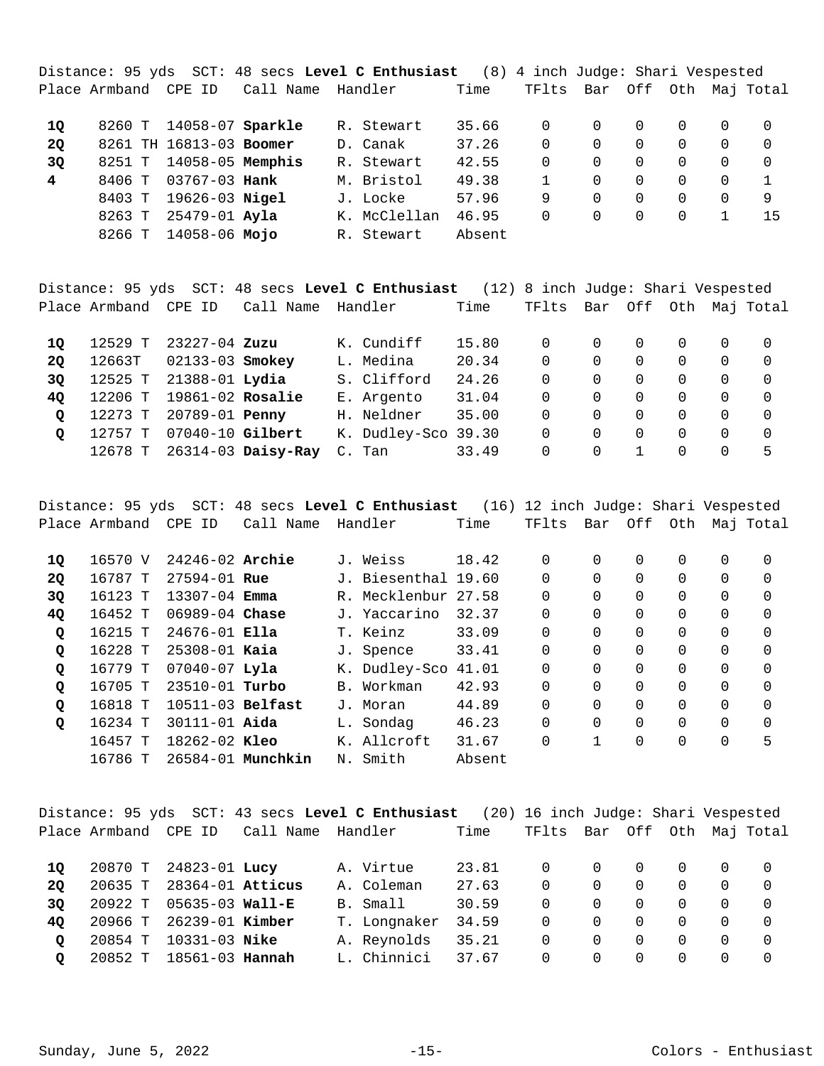Distance: 95 yds SCT: 48 secs **Level C Enthusiast** (8) 4 inch Judge: Shari Vespested

| Place | Armband | CPE ID | Call Name | Handler | Time | TFlts | Bar | Off | Oth | Maj | Total |
|---|---|---|---|---|---|---|---|---|---|---|---|
| **1Q** | 8260 T | 14058-07 | **Sparkle** | R. Stewart | 35.66 | 0 | 0 | 0 | 0 | 0 | 0 |
| **2Q** | 8261 TH | 16813-03 | **Boomer** | D. Canak | 37.26 | 0 | 0 | 0 | 0 | 0 | 0 |
| **3Q** | 8251 T | 14058-05 | **Memphis** | R. Stewart | 42.55 | 0 | 0 | 0 | 0 | 0 | 0 |
| **4** | 8406 T | 03767-03 | **Hank** | M. Bristol | 49.38 | 1 | 0 | 0 | 0 | 0 | 1 |
| | 8403 T | 19626-03 | **Nigel** | J. Locke | 57.96 | 9 | 0 | 0 | 0 | 0 | 9 |
| | 8263 T | 25479-01 | **Ayla** | K. McClellan | 46.95 | 0 | 0 | 0 | 0 | 1 | 15 |
| | 8266 T | 14058-06 | **Mojo** | R. Stewart | Absent | | | | | | |

Distance: 95 yds SCT: 48 secs **Level C Enthusiast** (12) 8 inch Judge: Shari Vespested

| Place | Armband | CPE ID | Call Name | Handler | Time | TFlts | Bar | Off | Oth | Maj | Total |
|---|---|---|---|---|---|---|---|---|---|---|---|
| **1Q** | 12529 T | 23227-04 | **Zuzu** | K. Cundiff | 15.80 | 0 | 0 | 0 | 0 | 0 | 0 |
| **2Q** | 12663T | 02133-03 | **Smokey** | L. Medina | 20.34 | 0 | 0 | 0 | 0 | 0 | 0 |
| **3Q** | 12525 T | 21388-01 | **Lydia** | S. Clifford | 24.26 | 0 | 0 | 0 | 0 | 0 | 0 |
| **4Q** | 12206 T | 19861-02 | **Rosalie** | E. Argento | 31.04 | 0 | 0 | 0 | 0 | 0 | 0 |
| **Q** | 12273 T | 20789-01 | **Penny** | H. Neldner | 35.00 | 0 | 0 | 0 | 0 | 0 | 0 |
| **Q** | 12757 T | 07040-10 | **Gilbert** | K. Dudley-Sco | 39.30 | 0 | 0 | 0 | 0 | 0 | 0 |
| | 12678 T | 26314-03 | **Daisy-Ray** | C. Tan | 33.49 | 0 | 0 | 1 | 0 | 0 | 5 |

Distance: 95 yds SCT: 48 secs **Level C Enthusiast** (16) 12 inch Judge: Shari Vespested

| Place | Armband | CPE ID | Call Name | Handler | Time | TFlts | Bar | Off | Oth | Maj | Total |
|---|---|---|---|---|---|---|---|---|---|---|---|
| **1Q** | 16570 V | 24246-02 | **Archie** | J. Weiss | 18.42 | 0 | 0 | 0 | 0 | 0 | 0 |
| **2Q** | 16787 T | 27594-01 | **Rue** | J. Biesenthal | 19.60 | 0 | 0 | 0 | 0 | 0 | 0 |
| **3Q** | 16123 T | 13307-04 | **Emma** | R. Mecklenbur | 27.58 | 0 | 0 | 0 | 0 | 0 | 0 |
| **4Q** | 16452 T | 06989-04 | **Chase** | J. Yaccarino | 32.37 | 0 | 0 | 0 | 0 | 0 | 0 |
| **Q** | 16215 T | 24676-01 | **Ella** | T. Keinz | 33.09 | 0 | 0 | 0 | 0 | 0 | 0 |
| **Q** | 16228 T | 25308-01 | **Kaia** | J. Spence | 33.41 | 0 | 0 | 0 | 0 | 0 | 0 |
| **Q** | 16779 T | 07040-07 | **Lyla** | K. Dudley-Sco | 41.01 | 0 | 0 | 0 | 0 | 0 | 0 |
| **Q** | 16705 T | 23510-01 | **Turbo** | B. Workman | 42.93 | 0 | 0 | 0 | 0 | 0 | 0 |
| **Q** | 16818 T | 10511-03 | **Belfast** | J. Moran | 44.89 | 0 | 0 | 0 | 0 | 0 | 0 |
| **Q** | 16234 T | 30111-01 | **Aida** | L. Sondag | 46.23 | 0 | 0 | 0 | 0 | 0 | 0 |
| | 16457 T | 18262-02 | **Kleo** | K. Allcroft | 31.67 | 0 | 1 | 0 | 0 | 0 | 5 |
| | 16786 T | 26584-01 | **Munchkin** | N. Smith | Absent | | | | | | |

Distance: 95 yds SCT: 43 secs **Level C Enthusiast** (20) 16 inch Judge: Shari Vespested

| Place | Armband | CPE ID | Call Name | Handler | Time | TFlts | Bar | Off | Oth | Maj | Total |
|---|---|---|---|---|---|---|---|---|---|---|---|
| **1Q** | 20870 T | 24823-01 | **Lucy** | A. Virtue | 23.81 | 0 | 0 | 0 | 0 | 0 | 0 |
| **2Q** | 20635 T | 28364-01 | **Atticus** | A. Coleman | 27.63 | 0 | 0 | 0 | 0 | 0 | 0 |
| **3Q** | 20922 T | 05635-03 | **Wall-E** | B. Small | 30.59 | 0 | 0 | 0 | 0 | 0 | 0 |
| **4Q** | 20966 T | 26239-01 | **Kimber** | T. Longnaker | 34.59 | 0 | 0 | 0 | 0 | 0 | 0 |
| **Q** | 20854 T | 10331-03 | **Nike** | A. Reynolds | 35.21 | 0 | 0 | 0 | 0 | 0 | 0 |
| **Q** | 20852 T | 18561-03 | **Hannah** | L. Chinnici | 37.67 | 0 | 0 | 0 | 0 | 0 | 0 |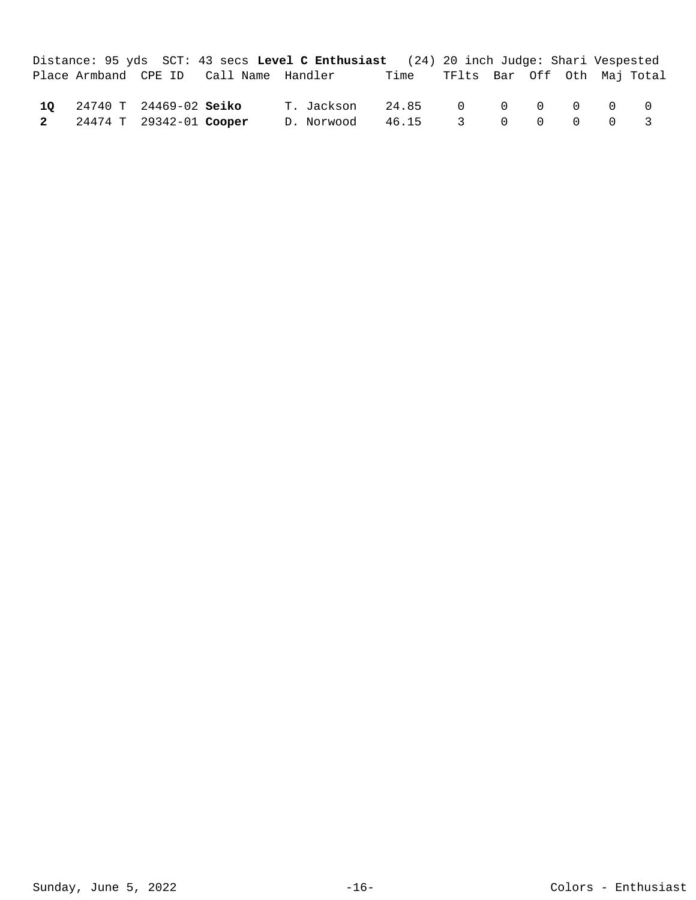Distance: 95 yds  SCT: 43 secs **Level C Enthusiast**  (24) 20 inch Judge: Shari Vespested

| Place | Armband | CPE ID | Call Name | Handler | Time | TFlts | Bar | Off | Oth | Maj | Total |
|---|---|---|---|---|---|---|---|---|---|---|---|
| **1Q** | 24740 T | 24469-02 | **Seiko** | T. Jackson | 24.85 | 0 | 0 | 0 | 0 | 0 | 0 |
| **2** | 24474 T | 29342-01 | **Cooper** | D. Norwood | 46.15 | 3 | 0 | 0 | 0 | 0 | 3 |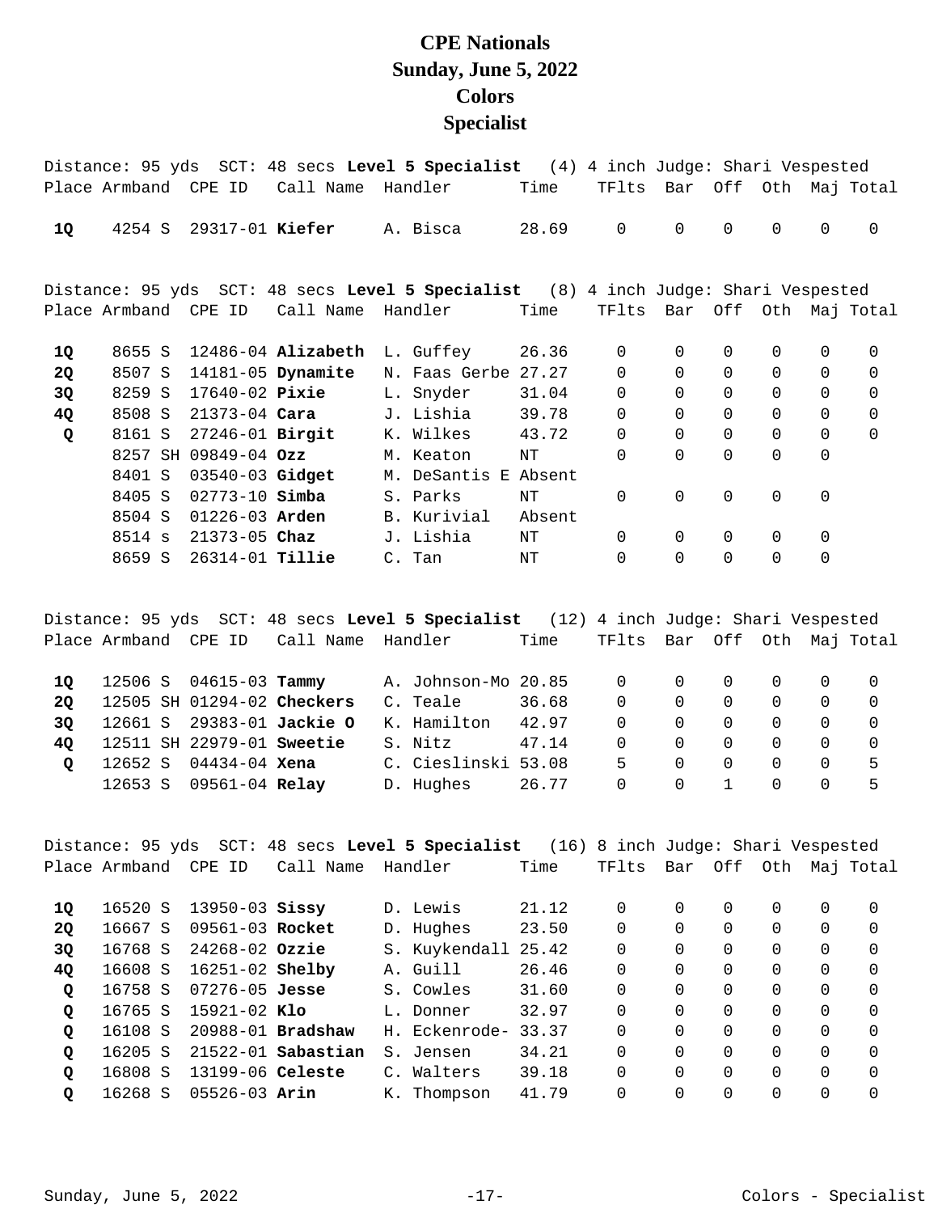# CPE Nationals
## Sunday, June 5, 2022
## Colors
## Specialist

Distance: 95 yds SCT: 48 secs **Level 5 Specialist** (4) 4 inch Judge: Shari Vespested

| Place | Armband | CPE ID | Call Name | Handler | Time | TFlts | Bar | Off | Oth | Maj | Total |
|---|---|---|---|---|---|---|---|---|---|---|---|
| **1Q** | 4254 S | 29317-01 | **Kiefer** | A. Bisca | 28.69 | 0 | 0 | 0 | 0 | 0 | 0 |

Distance: 95 yds SCT: 48 secs **Level 5 Specialist** (8) 4 inch Judge: Shari Vespested

| Place | Armband | CPE ID | Call Name | Handler | Time | TFlts | Bar | Off | Oth | Maj | Total |
|---|---|---|---|---|---|---|---|---|---|---|---|
| **1Q** | 8655 S | 12486-04 | **Alizabeth** | L. Guffey | 26.36 | 0 | 0 | 0 | 0 | 0 | 0 |
| **2Q** | 8507 S | 14181-05 | **Dynamite** | N. Faas Gerbe | 27.27 | 0 | 0 | 0 | 0 | 0 | 0 |
| **3Q** | 8259 S | 17640-02 | **Pixie** | L. Snyder | 31.04 | 0 | 0 | 0 | 0 | 0 | 0 |
| **4Q** | 8508 S | 21373-04 | **Cara** | J. Lishia | 39.78 | 0 | 0 | 0 | 0 | 0 | 0 |
| **Q** | 8161 S | 27246-01 | **Birgit** | K. Wilkes | 43.72 | 0 | 0 | 0 | 0 | 0 | 0 |
| | 8257 SH | 09849-04 | **Ozz** | M. Keaton | NT | 0 | 0 | 0 | 0 | 0 | |
| | 8401 S | 03540-03 | **Gidget** | M. DeSantis E | Absent | | | | | | |
| | 8405 S | 02773-10 | **Simba** | S. Parks | NT | 0 | 0 | 0 | 0 | 0 | |
| | 8504 S | 01226-03 | **Arden** | B. Kurivial | Absent | | | | | | |
| | 8514 s | 21373-05 | **Chaz** | J. Lishia | NT | 0 | 0 | 0 | 0 | 0 | |
| | 8659 S | 26314-01 | **Tillie** | C. Tan | NT | 0 | 0 | 0 | 0 | 0 | |

Distance: 95 yds SCT: 48 secs **Level 5 Specialist** (12) 4 inch Judge: Shari Vespested

| Place | Armband | CPE ID | Call Name | Handler | Time | TFlts | Bar | Off | Oth | Maj | Total |
|---|---|---|---|---|---|---|---|---|---|---|---|
| **1Q** | 12506 S | 04615-03 | **Tammy** | A. Johnson-Mo | 20.85 | 0 | 0 | 0 | 0 | 0 | 0 |
| **2Q** | 12505 SH | 01294-02 | **Checkers** | C. Teale | 36.68 | 0 | 0 | 0 | 0 | 0 | 0 |
| **3Q** | 12661 S | 29383-01 | **Jackie O** | K. Hamilton | 42.97 | 0 | 0 | 0 | 0 | 0 | 0 |
| **4Q** | 12511 SH | 22979-01 | **Sweetie** | S. Nitz | 47.14 | 0 | 0 | 0 | 0 | 0 | 0 |
| **Q** | 12652 S | 04434-04 | **Xena** | C. Cieslinski | 53.08 | 5 | 0 | 0 | 0 | 0 | 5 |
| | 12653 S | 09561-04 | **Relay** | D. Hughes | 26.77 | 0 | 0 | 1 | 0 | 0 | 5 |

Distance: 95 yds SCT: 48 secs **Level 5 Specialist** (16) 8 inch Judge: Shari Vespested

| Place | Armband | CPE ID | Call Name | Handler | Time | TFlts | Bar | Off | Oth | Maj | Total |
|---|---|---|---|---|---|---|---|---|---|---|---|
| **1Q** | 16520 S | 13950-03 | **Sissy** | D. Lewis | 21.12 | 0 | 0 | 0 | 0 | 0 | 0 |
| **2Q** | 16667 S | 09561-03 | **Rocket** | D. Hughes | 23.50 | 0 | 0 | 0 | 0 | 0 | 0 |
| **3Q** | 16768 S | 24268-02 | **Ozzie** | S. Kuykendall | 25.42 | 0 | 0 | 0 | 0 | 0 | 0 |
| **4Q** | 16608 S | 16251-02 | **Shelby** | A. Guill | 26.46 | 0 | 0 | 0 | 0 | 0 | 0 |
| **Q** | 16758 S | 07276-05 | **Jesse** | S. Cowles | 31.60 | 0 | 0 | 0 | 0 | 0 | 0 |
| **Q** | 16765 S | 15921-02 | **Klo** | L. Donner | 32.97 | 0 | 0 | 0 | 0 | 0 | 0 |
| **Q** | 16108 S | 20988-01 | **Bradshaw** | H. Eckenrode- | 33.37 | 0 | 0 | 0 | 0 | 0 | 0 |
| **Q** | 16205 S | 21522-01 | **Sabastian** | S. Jensen | 34.21 | 0 | 0 | 0 | 0 | 0 | 0 |
| **Q** | 16808 S | 13199-06 | **Celeste** | C. Walters | 39.18 | 0 | 0 | 0 | 0 | 0 | 0 |
| **Q** | 16268 S | 05526-03 | **Arin** | K. Thompson | 41.79 | 0 | 0 | 0 | 0 | 0 | 0 |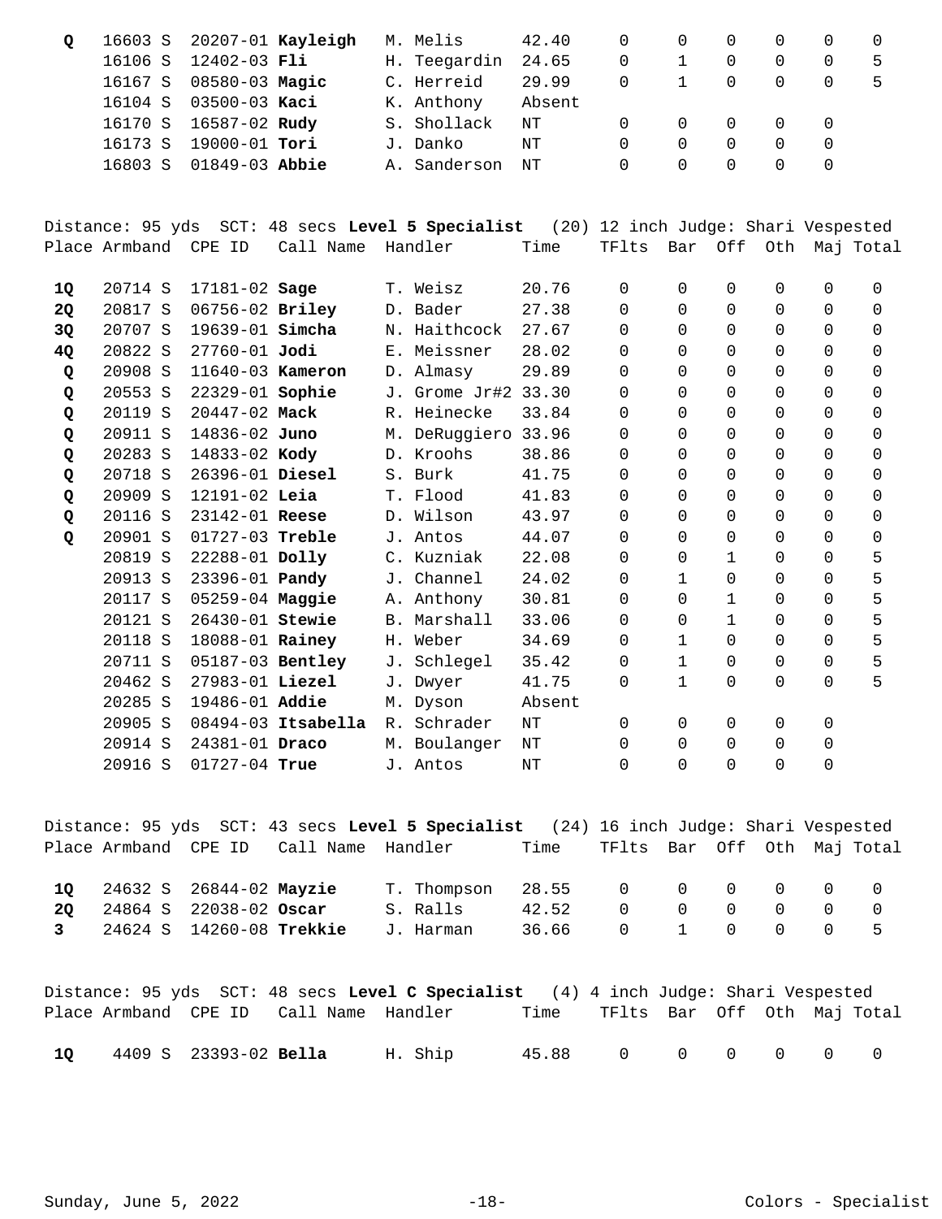| Place | Armband | CPE ID | Call Name | Handler | Time | TFlts | Bar | Off | Oth | Maj | Total |
|---|---|---|---|---|---|---|---|---|---|---|---|
| **Q** | 16603 S | 20207-01 | **Kayleigh** | M. Melis | 42.40 | 0 | 0 | 0 | 0 | 0 | 0 |
| | 16106 S | 12402-03 | **Fli** | H. Teegardin | 24.65 | 0 | 1 | 0 | 0 | 0 | 5 |
| | 16167 S | 08580-03 | **Magic** | C. Herreid | 29.99 | 0 | 1 | 0 | 0 | 0 | 5 |
| | 16104 S | 03500-03 | **Kaci** | K. Anthony | Absent | | | | | | |
| | 16170 S | 16587-02 | **Rudy** | S. Shollack | NT | 0 | 0 | 0 | 0 | 0 | |
| | 16173 S | 19000-01 | **Tori** | J. Danko | NT | 0 | 0 | 0 | 0 | 0 | |
| | 16803 S | 01849-03 | **Abbie** | A. Sanderson | NT | 0 | 0 | 0 | 0 | 0 | |

Distance: 95 yds SCT: 48 secs **Level 5 Specialist** (20) 12 inch Judge: Shari Vespested

| Place | Armband | CPE ID | Call Name | Handler | Time | TFlts | Bar | Off | Oth | Maj | Total |
|---|---|---|---|---|---|---|---|---|---|---|---|
| **1Q** | 20714 S | 17181-02 | **Sage** | T. Weisz | 20.76 | 0 | 0 | 0 | 0 | 0 | 0 |
| **2Q** | 20817 S | 06756-02 | **Briley** | D. Bader | 27.38 | 0 | 0 | 0 | 0 | 0 | 0 |
| **3Q** | 20707 S | 19639-01 | **Simcha** | N. Haithcock | 27.67 | 0 | 0 | 0 | 0 | 0 | 0 |
| **4Q** | 20822 S | 27760-01 | **Jodi** | E. Meissner | 28.02 | 0 | 0 | 0 | 0 | 0 | 0 |
| **Q** | 20908 S | 11640-03 | **Kameron** | D. Almasy | 29.89 | 0 | 0 | 0 | 0 | 0 | 0 |
| **Q** | 20553 S | 22329-01 | **Sophie** | J. Grome Jr#2 | 33.30 | 0 | 0 | 0 | 0 | 0 | 0 |
| **Q** | 20119 S | 20447-02 | **Mack** | R. Heinecke | 33.84 | 0 | 0 | 0 | 0 | 0 | 0 |
| **Q** | 20911 S | 14836-02 | **Juno** | M. DeRuggiero | 33.96 | 0 | 0 | 0 | 0 | 0 | 0 |
| **Q** | 20283 S | 14833-02 | **Kody** | D. Kroohs | 38.86 | 0 | 0 | 0 | 0 | 0 | 0 |
| **Q** | 20718 S | 26396-01 | **Diesel** | S. Burk | 41.75 | 0 | 0 | 0 | 0 | 0 | 0 |
| **Q** | 20909 S | 12191-02 | **Leia** | T. Flood | 41.83 | 0 | 0 | 0 | 0 | 0 | 0 |
| **Q** | 20116 S | 23142-01 | **Reese** | D. Wilson | 43.97 | 0 | 0 | 0 | 0 | 0 | 0 |
| **Q** | 20901 S | 01727-03 | **Treble** | J. Antos | 44.07 | 0 | 0 | 0 | 0 | 0 | 0 |
| | 20819 S | 22288-01 | **Dolly** | C. Kuzniak | 22.08 | 0 | 0 | 1 | 0 | 0 | 5 |
| | 20913 S | 23396-01 | **Pandy** | J. Channel | 24.02 | 0 | 1 | 0 | 0 | 0 | 5 |
| | 20117 S | 05259-04 | **Maggie** | A. Anthony | 30.81 | 0 | 0 | 1 | 0 | 0 | 5 |
| | 20121 S | 26430-01 | **Stewie** | B. Marshall | 33.06 | 0 | 0 | 1 | 0 | 0 | 5 |
| | 20118 S | 18088-01 | **Rainey** | H. Weber | 34.69 | 0 | 1 | 0 | 0 | 0 | 5 |
| | 20711 S | 05187-03 | **Bentley** | J. Schlegel | 35.42 | 0 | 1 | 0 | 0 | 0 | 5 |
| | 20462 S | 27983-01 | **Liezel** | J. Dwyer | 41.75 | 0 | 1 | 0 | 0 | 0 | 5 |
| | 20285 S | 19486-01 | **Addie** | M. Dyson | Absent | | | | | | |
| | 20905 S | 08494-03 | **Itsabella** | R. Schrader | NT | 0 | 0 | 0 | 0 | 0 | |
| | 20914 S | 24381-01 | **Draco** | M. Boulanger | NT | 0 | 0 | 0 | 0 | 0 | |
| | 20916 S | 01727-04 | **True** | J. Antos | NT | 0 | 0 | 0 | 0 | 0 | |

Distance: 95 yds SCT: 43 secs **Level 5 Specialist** (24) 16 inch Judge: Shari Vespested

| Place | Armband | CPE ID | Call Name | Handler | Time | TFlts | Bar | Off | Oth | Maj | Total |
|---|---|---|---|---|---|---|---|---|---|---|---|
| **1Q** | 24632 S | 26844-02 | **Mayzie** | T. Thompson | 28.55 | 0 | 0 | 0 | 0 | 0 | 0 |
| **2Q** | 24864 S | 22038-02 | **Oscar** | S. Ralls | 42.52 | 0 | 0 | 0 | 0 | 0 | 0 |
| **3** | 24624 S | 14260-08 | **Trekkie** | J. Harman | 36.66 | 0 | 1 | 0 | 0 | 0 | 5 |

Distance: 95 yds SCT: 48 secs **Level C Specialist** (4) 4 inch Judge: Shari Vespested

| Place | Armband | CPE ID | Call Name | Handler | Time | TFlts | Bar | Off | Oth | Maj | Total |
|---|---|---|---|---|---|---|---|---|---|---|---|
| **1Q** | 4409 S | 23393-02 | **Bella** | H. Ship | 45.88 | 0 | 0 | 0 | 0 | 0 | 0 |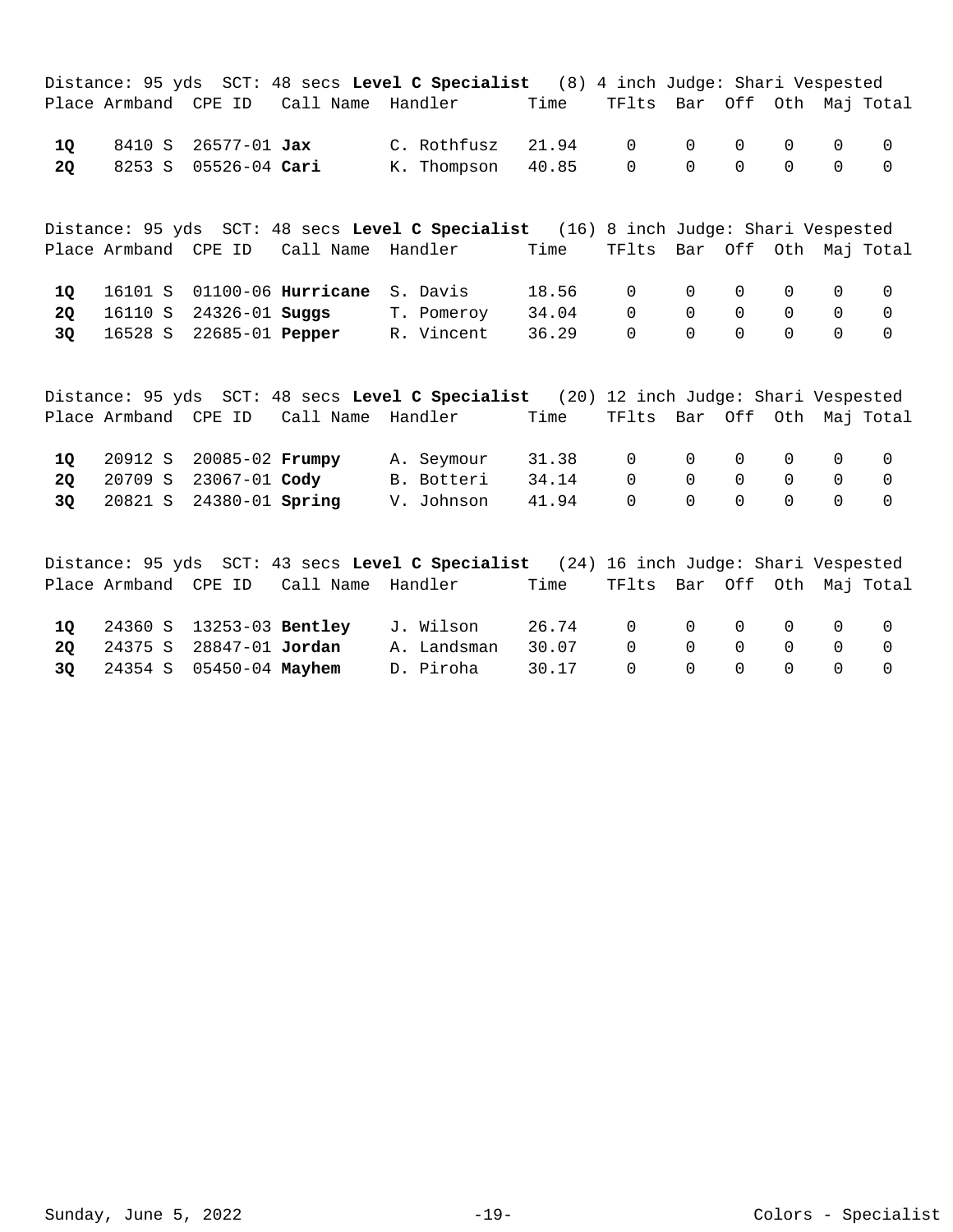Distance: 95 yds SCT: 48 secs **Level C Specialist** (8) 4 inch Judge: Shari Vespested

| Place | Armband | CPE ID | Call Name | Handler | Time | TFlts | Bar | Off | Oth | Maj | Total |
|---|---|---|---|---|---|---|---|---|---|---|---|
| **1Q** | 8410 S | 26577-01 | **Jax** | C. Rothfusz | 21.94 | 0 | 0 | 0 | 0 | 0 | 0 |
| **2Q** | 8253 S | 05526-04 | **Cari** | K. Thompson | 40.85 | 0 | 0 | 0 | 0 | 0 | 0 |

Distance: 95 yds SCT: 48 secs **Level C Specialist** (16) 8 inch Judge: Shari Vespested

| Place | Armband | CPE ID | Call Name | Handler | Time | TFlts | Bar | Off | Oth | Maj | Total |
|---|---|---|---|---|---|---|---|---|---|---|---|
| **1Q** | 16101 S | 01100-06 | **Hurricane** | S. Davis | 18.56 | 0 | 0 | 0 | 0 | 0 | 0 |
| **2Q** | 16110 S | 24326-01 | **Suggs** | T. Pomeroy | 34.04 | 0 | 0 | 0 | 0 | 0 | 0 |
| **3Q** | 16528 S | 22685-01 | **Pepper** | R. Vincent | 36.29 | 0 | 0 | 0 | 0 | 0 | 0 |

Distance: 95 yds SCT: 48 secs **Level C Specialist** (20) 12 inch Judge: Shari Vespested

| Place | Armband | CPE ID | Call Name | Handler | Time | TFlts | Bar | Off | Oth | Maj | Total |
|---|---|---|---|---|---|---|---|---|---|---|---|
| **1Q** | 20912 S | 20085-02 | **Frumpy** | A. Seymour | 31.38 | 0 | 0 | 0 | 0 | 0 | 0 |
| **2Q** | 20709 S | 23067-01 | **Cody** | B. Botteri | 34.14 | 0 | 0 | 0 | 0 | 0 | 0 |
| **3Q** | 20821 S | 24380-01 | **Spring** | V. Johnson | 41.94 | 0 | 0 | 0 | 0 | 0 | 0 |

Distance: 95 yds SCT: 43 secs **Level C Specialist** (24) 16 inch Judge: Shari Vespested

| Place | Armband | CPE ID | Call Name | Handler | Time | TFlts | Bar | Off | Oth | Maj | Total |
|---|---|---|---|---|---|---|---|---|---|---|---|
| **1Q** | 24360 S | 13253-03 | **Bentley** | J. Wilson | 26.74 | 0 | 0 | 0 | 0 | 0 | 0 |
| **2Q** | 24375 S | 28847-01 | **Jordan** | A. Landsman | 30.07 | 0 | 0 | 0 | 0 | 0 | 0 |
| **3Q** | 24354 S | 05450-04 | **Mayhem** | D. Piroha | 30.17 | 0 | 0 | 0 | 0 | 0 | 0 |